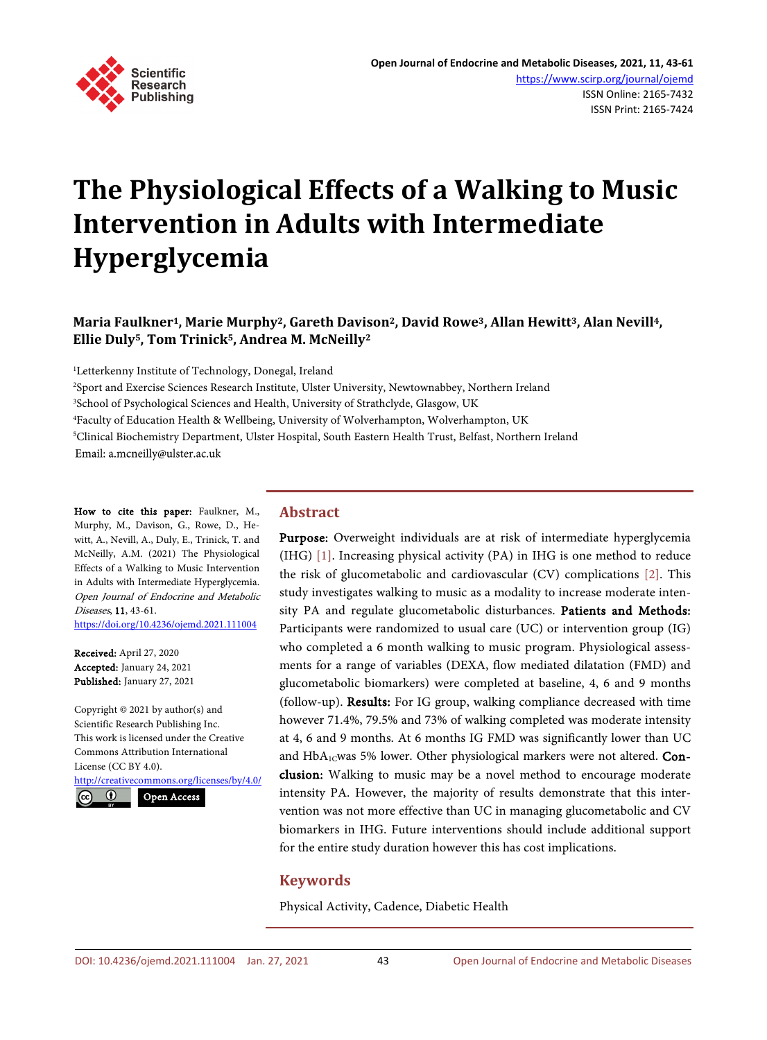# The Physiological Effects of a Walking to Music Intervention in Adults with Intermediate Hyperglycemia

**Maria Faulkner[1], Marie Murphy[2], Gareth Davison[2], David Rowe[3], Allan Hewitt[3], Alan Nevill[4], Ellie Duly[5], Tom Trinick[5], Andrea M. McNeilly[2]**

[1]Letterkenny Institute of Technology, Donegal, Ireland
[2]Sport and Exercise Sciences Research Institute, Ulster University, Newtownabbey, Northern Ireland
[3]School of Psychological Sciences and Health, University of Strathclyde, Glasgow, UK
[4]Faculty of Education Health & Wellbeing, University of Wolverhampton, Wolverhampton, UK
[5]Clinical Biochemistry Department, Ulster Hospital, South Eastern Health Trust, Belfast, Northern Ireland
Email: a.mcneilly@ulster.ac.uk

**How to cite this paper:** Faulkner, M., Murphy, M., Davison, G., Rowe, D., Hewitt, A., Nevill, A., Duly, E., Trinick, T. and McNeilly, A.M. (2021) The Physiological Effects of a Walking to Music Intervention in Adults with Intermediate Hyperglycemia. *Open Journal of Endocrine and Metabolic Diseases*, **11**, 43-61.
https://doi.org/10.4236/ojemd.2021.111004

**Received:** April 27, 2020
**Accepted:** January 24, 2021
**Published:** January 27, 2021

Copyright © 2021 by author(s) and Scientific Research Publishing Inc.
This work is licensed under the Creative Commons Attribution International License (CC BY 4.0).
http://creativecommons.org/licenses/by/4.0/
Open Access

## Abstract

**Purpose:** Overweight individuals are at risk of intermediate hyperglycemia (IHG) [1]. Increasing physical activity (PA) in IHG is one method to reduce the risk of glucometabolic and cardiovascular (CV) complications [2]. This study investigates walking to music as a modality to increase moderate intensity PA and regulate glucometabolic disturbances. **Patients and Methods:** Participants were randomized to usual care (UC) or intervention group (IG) who completed a 6 month walking to music program. Physiological assessments for a range of variables (DEXA, flow mediated dilatation (FMD) and glucometabolic biomarkers) were completed at baseline, 4, 6 and 9 months (follow-up). **Results:** For IG group, walking compliance decreased with time however 71.4%, 79.5% and 73% of walking completed was moderate intensity at 4, 6 and 9 months. At 6 months IG FMD was significantly lower than UC and $HbA_{1C}$was 5% lower. Other physiological markers were not altered. **Conclusion:** Walking to music may be a novel method to encourage moderate intensity PA. However, the majority of results demonstrate that this intervention was not more effective than UC in managing glucometabolic and CV biomarkers in IHG. Future interventions should include additional support for the entire study duration however this has cost implications.

## Keywords

Physical Activity, Cadence, Diabetic Health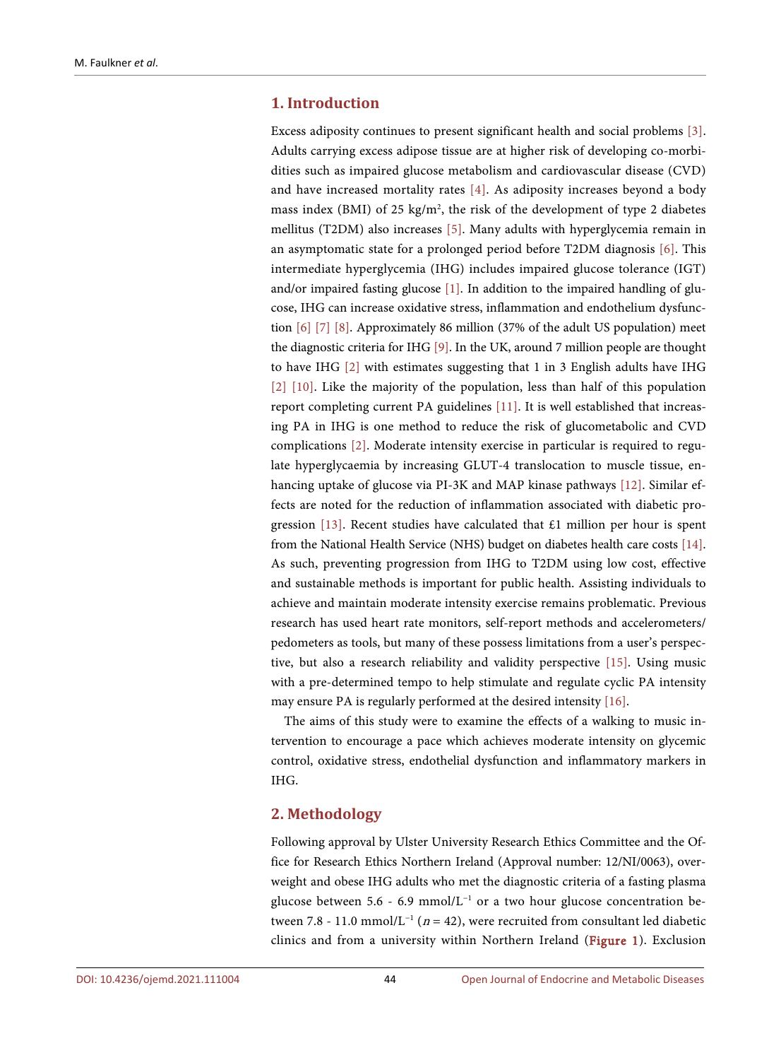## 1. Introduction

Excess adiposity continues to present significant health and social problems [3]. Adults carrying excess adipose tissue are at higher risk of developing co-morbidities such as impaired glucose metabolism and cardiovascular disease (CVD) and have increased mortality rates [4]. As adiposity increases beyond a body mass index (BMI) of 25 kg/m$^2$, the risk of the development of type 2 diabetes mellitus (T2DM) also increases [5]. Many adults with hyperglycemia remain in an asymptomatic state for a prolonged period before T2DM diagnosis [6]. This intermediate hyperglycemia (IHG) includes impaired glucose tolerance (IGT) and/or impaired fasting glucose [1]. In addition to the impaired handling of glucose, IHG can increase oxidative stress, inflammation and endothelium dysfunction [6] [7] [8]. Approximately 86 million (37% of the adult US population) meet the diagnostic criteria for IHG [9]. In the UK, around 7 million people are thought to have IHG [2] with estimates suggesting that 1 in 3 English adults have IHG [2] [10]. Like the majority of the population, less than half of this population report completing current PA guidelines [11]. It is well established that increasing PA in IHG is one method to reduce the risk of glucometabolic and CVD complications [2]. Moderate intensity exercise in particular is required to regulate hyperglycaemia by increasing GLUT-4 translocation to muscle tissue, enhancing uptake of glucose via PI-3K and MAP kinase pathways [12]. Similar effects are noted for the reduction of inflammation associated with diabetic progression [13]. Recent studies have calculated that £1 million per hour is spent from the National Health Service (NHS) budget on diabetes health care costs [14]. As such, preventing progression from IHG to T2DM using low cost, effective and sustainable methods is important for public health. Assisting individuals to achieve and maintain moderate intensity exercise remains problematic. Previous research has used heart rate monitors, self-report methods and accelerometers/pedometers as tools, but many of these possess limitations from a user's perspective, but also a research reliability and validity perspective [15]. Using music with a pre-determined tempo to help stimulate and regulate cyclic PA intensity may ensure PA is regularly performed at the desired intensity [16].

The aims of this study were to examine the effects of a walking to music intervention to encourage a pace which achieves moderate intensity on glycemic control, oxidative stress, endothelial dysfunction and inflammatory markers in IHG.

## 2. Methodology

Following approval by Ulster University Research Ethics Committee and the Office for Research Ethics Northern Ireland (Approval number: 12/NI/0063), overweight and obese IHG adults who met the diagnostic criteria of a fasting plasma glucose between 5.6 - 6.9 mmol/L$^{-1}$ or a two hour glucose concentration between 7.8 - 11.0 mmol/L$^{-1}$ ($n = 42$), were recruited from consultant led diabetic clinics and from a university within Northern Ireland (**Figure 1**). Exclusion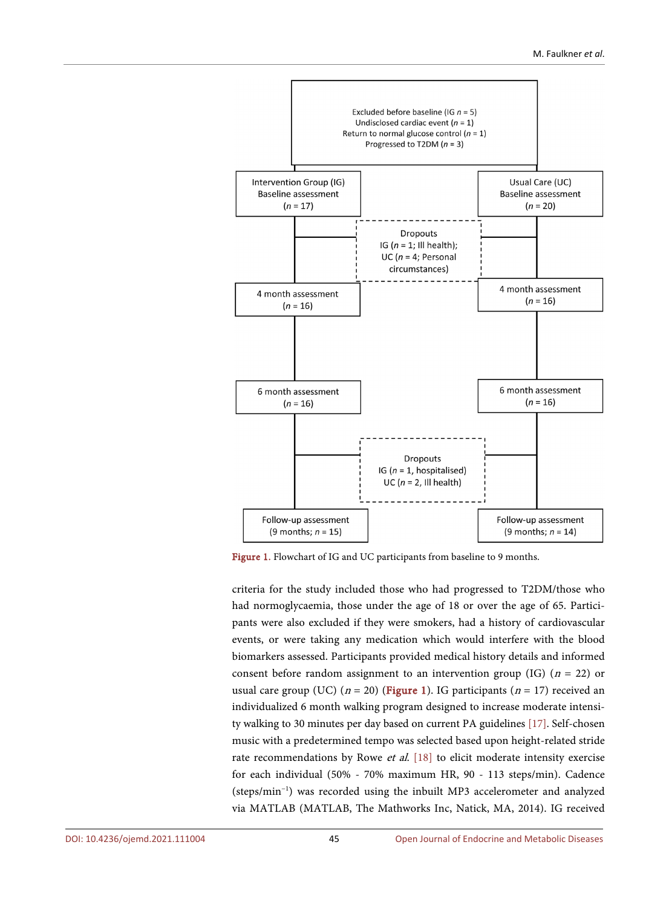Excluded before baseline (IG $n = 5$)
Undisclosed cardiac event ($n = 1$)
Return to normal glucose control ($n = 1$)
Progressed to T2DM ($n = 3$)

Intervention Group (IG) Baseline assessment ($n = 17$)

Usual Care (UC) Baseline assessment ($n = 20$)

Dropouts
IG ($n = 1$; Ill health);
UC ($n = 4$; Personal circumstances)

4 month assessment ($n = 16$)

4 month assessment ($n = 16$)

6 month assessment ($n = 16$)

6 month assessment ($n = 16$)

Dropouts
IG ($n = 1$, hospitalised)
UC ($n = 2$, Ill health)

Follow-up assessment (9 months; $n = 15$)

Follow-up assessment (9 months; $n = 14$)

**Figure 1.** Flowchart of IG and UC participants from baseline to 9 months.

criteria for the study included those who had progressed to T2DM/those who had normoglycaemia, those under the age of 18 or over the age of 65. Participants were also excluded if they were smokers, had a history of cardiovascular events, or were taking any medication which would interfere with the blood biomarkers assessed. Participants provided medical history details and informed consent before random assignment to an intervention group (IG) ($n = 22$) or usual care group (UC) ($n = 20$) (**Figure 1**). IG participants ($n = 17$) received an individualized 6 month walking program designed to increase moderate intensity walking to 30 minutes per day based on current PA guidelines [17]. Self-chosen music with a predetermined tempo was selected based upon height-related stride rate recommendations by Rowe *et al.* [18] to elicit moderate intensity exercise for each individual (50% - 70% maximum HR, 90 - 113 steps/min). Cadence (steps/min$^{-1}$) was recorded using the inbuilt MP3 accelerometer and analyzed via MATLAB (MATLAB, The Mathworks Inc, Natick, MA, 2014). IG received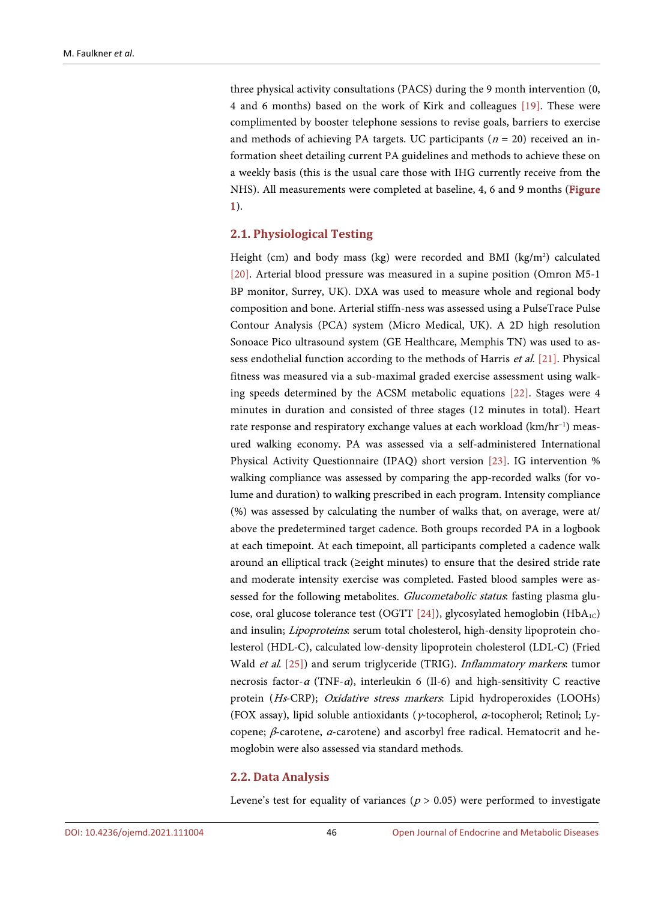three physical activity consultations (PACS) during the 9 month intervention (0, 4 and 6 months) based on the work of Kirk and colleagues [19]. These were complimented by booster telephone sessions to revise goals, barriers to exercise and methods of achieving PA targets. UC participants ($n$ = 20) received an information sheet detailing current PA guidelines and methods to achieve these on a weekly basis (this is the usual care those with IHG currently receive from the NHS). All measurements were completed at baseline, 4, 6 and 9 months (**Figure 1**).

## 2.1. Physiological Testing

Height (cm) and body mass (kg) were recorded and BMI (kg/m$^2$) calculated [20]. Arterial blood pressure was measured in a supine position (Omron M5-1 BP monitor, Surrey, UK). DXA was used to measure whole and regional body composition and bone. Arterial stiffn-ness was assessed using a PulseTrace Pulse Contour Analysis (PCA) system (Micro Medical, UK). A 2D high resolution Sonoace Pico ultrasound system (GE Healthcare, Memphis TN) was used to assess endothelial function according to the methods of Harris *et al*. [21]. Physical fitness was measured via a sub-maximal graded exercise assessment using walking speeds determined by the ACSM metabolic equations [22]. Stages were 4 minutes in duration and consisted of three stages (12 minutes in total). Heart rate response and respiratory exchange values at each workload (km/hr$^{-1}$) measured walking economy. PA was assessed via a self-administered International Physical Activity Questionnaire (IPAQ) short version [23]. IG intervention % walking compliance was assessed by comparing the app-recorded walks (for volume and duration) to walking prescribed in each program. Intensity compliance (%) was assessed by calculating the number of walks that, on average, were at/above the predetermined target cadence. Both groups recorded PA in a logbook at each timepoint. At each timepoint, all participants completed a cadence walk around an elliptical track (≥eight minutes) to ensure that the desired stride rate and moderate intensity exercise was completed. Fasted blood samples were assessed for the following metabolites. *Glucometabolic status*: fasting plasma glucose, oral glucose tolerance test (OGTT [24]), glycosylated hemoglobin ($HbA_{1C}$) and insulin; *Lipoproteins*: serum total cholesterol, high-density lipoprotein cholesterol (HDL-C), calculated low-density lipoprotein cholesterol (LDL-C) (Fried Wald *et al*. [25]) and serum triglyceride (TRIG). *Inflammatory markers*: tumor necrosis factor-$\alpha$ (TNF-$\alpha$), interleukin 6 (Il-6) and high-sensitivity C reactive protein (*Hs*-CRP); *Oxidative stress markers*: Lipid hydroperoxides (LOOHs) (FOX assay), lipid soluble antioxidants ($\gamma$-tocopherol, $\alpha$-tocopherol; Retinol; Lycopene; $\beta$-carotene, $\alpha$-carotene) and ascorbyl free radical. Hematocrit and hemoglobin were also assessed via standard methods.

## 2.2. Data Analysis

Levene's test for equality of variances ($p > 0.05$) were performed to investigate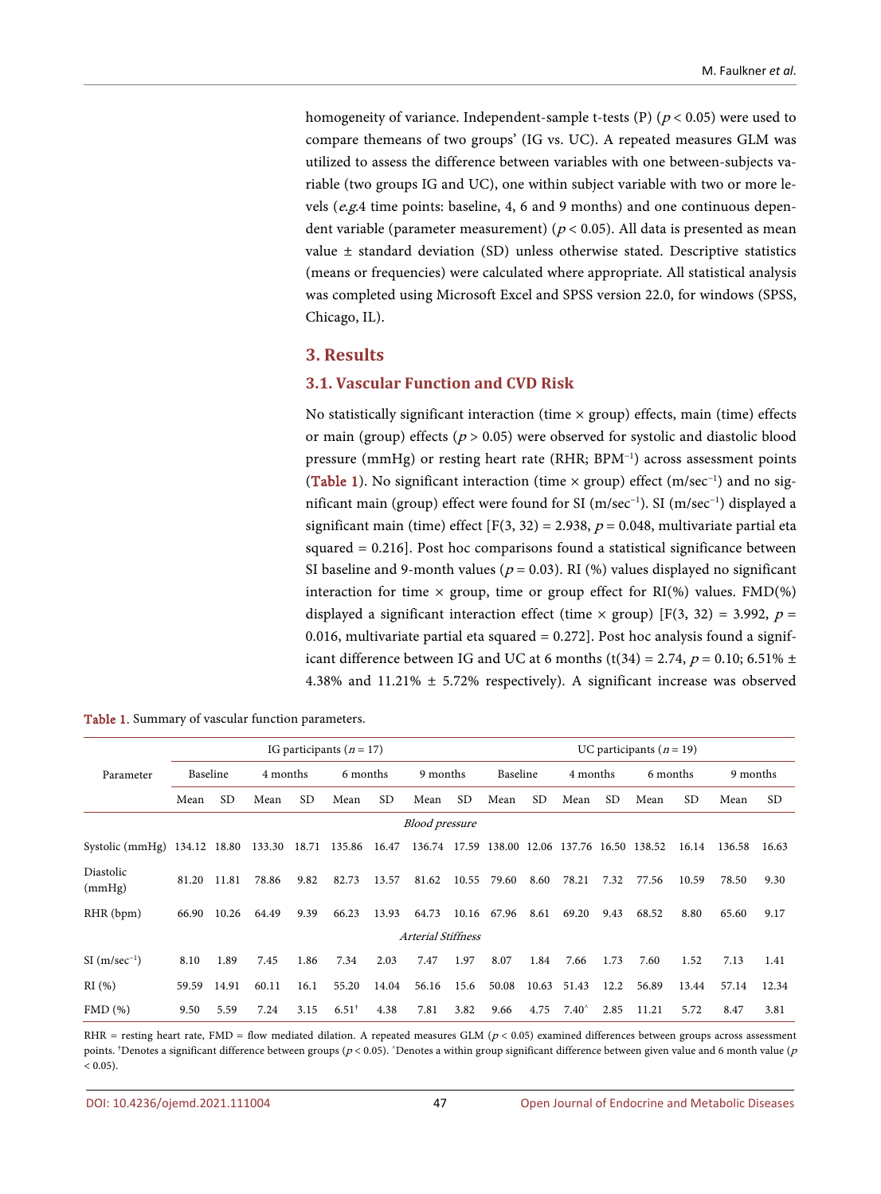homogeneity of variance. Independent-sample t-tests (P) ($p < 0.05$) were used to compare themeans of two groups' (IG vs. UC). A repeated measures GLM was utilized to assess the difference between variables with one between-subjects variable (two groups IG and UC), one within subject variable with two or more levels (*e.g.*4 time points: baseline, 4, 6 and 9 months) and one continuous dependent variable (parameter measurement) ($p < 0.05$). All data is presented as mean value ± standard deviation (SD) unless otherwise stated. Descriptive statistics (means or frequencies) were calculated where appropriate. All statistical analysis was completed using Microsoft Excel and SPSS version 22.0, for windows (SPSS, Chicago, IL).

## 3. Results

### 3.1. Vascular Function and CVD Risk

No statistically significant interaction (time × group) effects, main (time) effects or main (group) effects ($p > 0.05$) were observed for systolic and diastolic blood pressure (mmHg) or resting heart rate (RHR; $BPM^{-1}$) across assessment points (Table 1). No significant interaction (time × group) effect ($m/sec^{-1}$) and no significant main (group) effect were found for SI ($m/sec^{-1}$). SI ($m/sec^{-1}$) displayed a significant main (time) effect [$F(3, 32) = 2.938$, $p = 0.048$, multivariate partial eta squared = 0.216]. Post hoc comparisons found a statistical significance between SI baseline and 9-month values ($p = 0.03$). RI (%) values displayed no significant interaction for time × group, time or group effect for RI(%) values. FMD(%) displayed a significant interaction effect (time × group) [$F(3, 32) = 3.992$, $p = 0.016$, multivariate partial eta squared = 0.272]. Post hoc analysis found a significant difference between IG and UC at 6 months ($t(34) = 2.74$, $p = 0.10$; 6.51% ± 4.38% and 11.21% ± 5.72% respectively). A significant increase was observed

Table 1. Summary of vascular function parameters.

| Parameter | IG participants ($n = 17$) | | | | | | | | UC participants ($n = 19$) | | | | | | | |
|---|---|---|---|---|---|---|---|---|---|---|---|---|---|---|---|---|
| | Baseline | | 4 months | | 6 months | | 9 months | | Baseline | | 4 months | | 6 months | | 9 months | |
| | Mean | SD | Mean | SD | Mean | SD | Mean | SD | Mean | SD | Mean | SD | Mean | SD | Mean | SD |
| *Blood pressure* | | | | | | | | | | | | | | | | |
| Systolic (mmHg) | 134.12 | 18.80 | 133.30 | 18.71 | 135.86 | 16.47 | 136.74 | 17.59 | 138.00 | 12.06 | 137.76 | 16.50 | 138.52 | 16.14 | 136.58 | 16.63 |
| Diastolic (mmHg) | 81.20 | 11.81 | 78.86 | 9.82 | 82.73 | 13.57 | 81.62 | 10.55 | 79.60 | 8.60 | 78.21 | 7.32 | 77.56 | 10.59 | 78.50 | 9.30 |
| RHR (bpm) | 66.90 | 10.26 | 64.49 | 9.39 | 66.23 | 13.93 | 64.73 | 10.16 | 67.96 | 8.61 | 69.20 | 9.43 | 68.52 | 8.80 | 65.60 | 9.17 |
| *Arterial Stiffness* | | | | | | | | | | | | | | | | |
| SI ($m/sec^{-1}$) | 8.10 | 1.89 | 7.45 | 1.86 | 7.34 | 2.03 | 7.47 | 1.97 | 8.07 | 1.84 | 7.66 | 1.73 | 7.60 | 1.52 | 7.13 | 1.41 |
| RI (%) | 59.59 | 14.91 | 60.11 | 16.1 | 55.20 | 14.04 | 56.16 | 15.6 | 50.08 | 10.63 | 51.43 | 12.2 | 56.89 | 13.44 | 57.14 | 12.34 |
| FMD (%) | 9.50 | 5.59 | 7.24 | 3.15 | 6.51[†] | 4.38 | 7.81 | 3.82 | 9.66 | 4.75 | 7.40[^] | 2.85 | 11.21 | 5.72 | 8.47 | 3.81 |

RHR = resting heart rate, FMD = flow mediated dilation. A repeated measures GLM ($p < 0.05$) examined differences between groups across assessment points. [†]Denotes a significant difference between groups ($p < 0.05$). [^]Denotes a within group significant difference between given value and 6 month value ($p < 0.05$).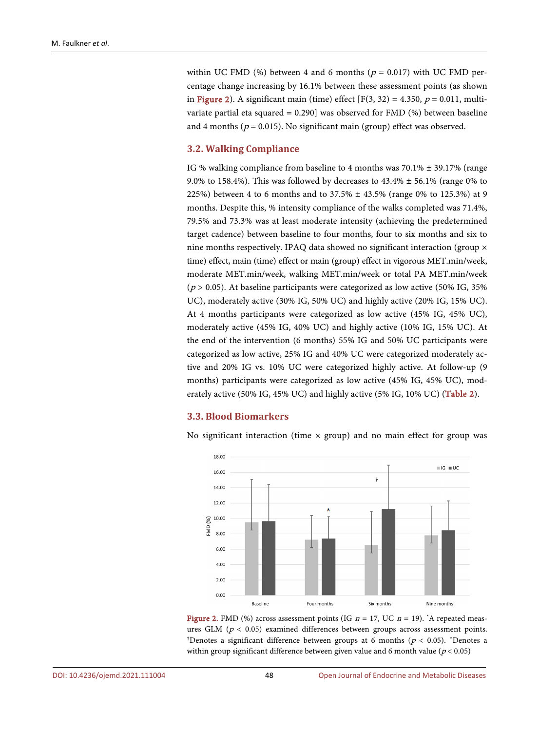within UC FMD (%) between 4 and 6 months ($p = 0.017$) with UC FMD percentage change increasing by 16.1% between these assessment points (as shown in Figure 2). A significant main (time) effect [$F(3, 32) = 4.350$, $p = 0.011$, multivariate partial eta squared = 0.290] was observed for FMD (%) between baseline and 4 months ($p = 0.015$). No significant main (group) effect was observed.

### 3.2. Walking Compliance

IG % walking compliance from baseline to 4 months was 70.1% ± 39.17% (range 9.0% to 158.4%). This was followed by decreases to 43.4% ± 56.1% (range 0% to 225%) between 4 to 6 months and to 37.5% ± 43.5% (range 0% to 125.3%) at 9 months. Despite this, % intensity compliance of the walks completed was 71.4%, 79.5% and 73.3% was at least moderate intensity (achieving the predetermined target cadence) between baseline to four months, four to six months and six to nine months respectively. IPAQ data showed no significant interaction (group × time) effect, main (time) effect or main (group) effect in vigorous MET.min/week, moderate MET.min/week, walking MET.min/week or total PA MET.min/week ($p > 0.05$). At baseline participants were categorized as low active (50% IG, 35% UC), moderately active (30% IG, 50% UC) and highly active (20% IG, 15% UC). At 4 months participants were categorized as low active (45% IG, 45% UC), moderately active (45% IG, 40% UC) and highly active (10% IG, 15% UC). At the end of the intervention (6 months) 55% IG and 50% UC participants were categorized as low active, 25% IG and 40% UC were categorized moderately active and 20% IG vs. 10% UC were categorized highly active. At follow-up (9 months) participants were categorized as low active (45% IG, 45% UC), moderately active (50% IG, 45% UC) and highly active (5% IG, 10% UC) (Table 2).

### 3.3. Blood Biomarkers

No significant interaction (time × group) and no main effect for group was

Figure 2. FMD (%) across assessment points (IG $n = 17$, UC $n = 19$). [*]A repeated measures GLM ($p < 0.05$) examined differences between groups across assessment points. [†]Denotes a significant difference between groups at 6 months ($p < 0.05$). [^]Denotes a within group significant difference between given value and 6 month value ($p < 0.05$)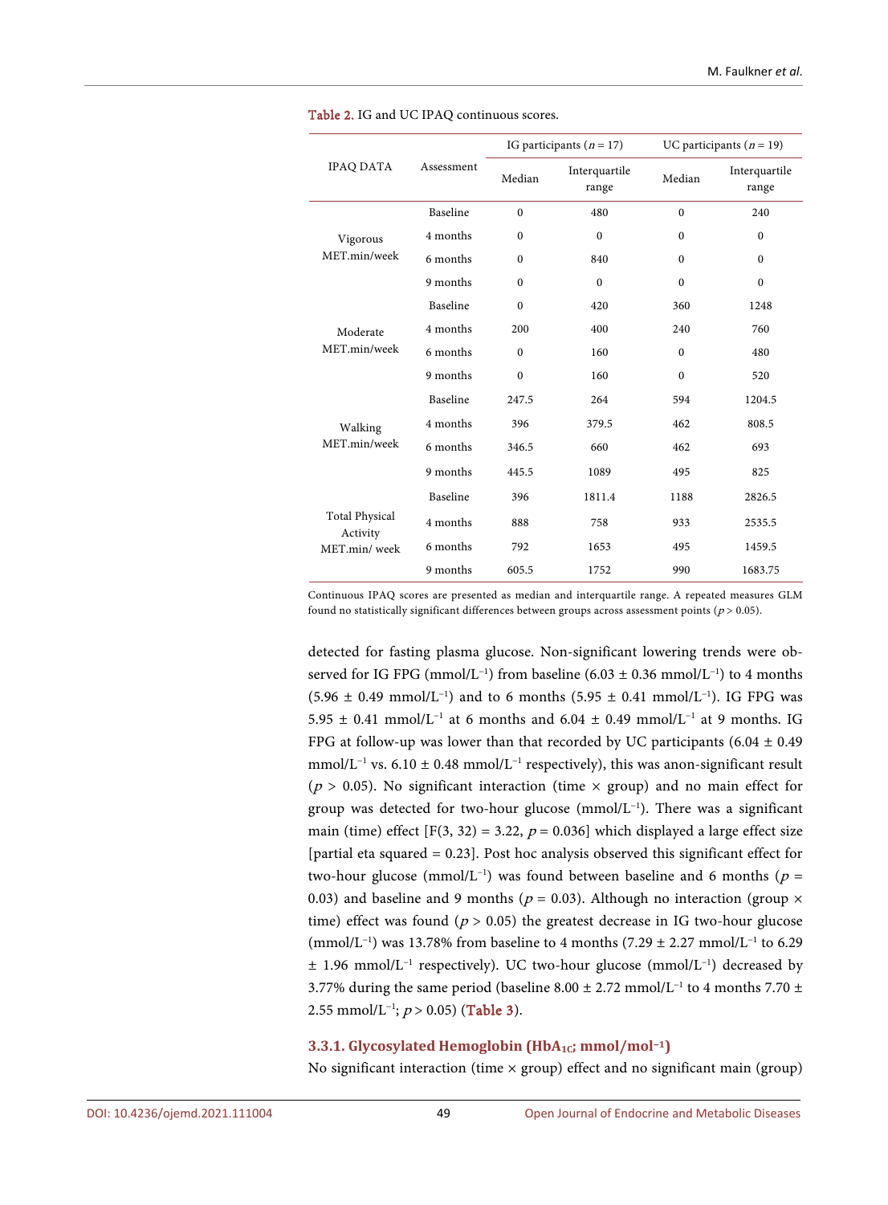Table 2. IG and UC IPAQ continuous scores.

| IPAQ DATA | Assessment | IG participants ($n = 17$) | | UC participants ($n = 19$) | |
|---|---|---|---|---|---|
| | | Median | Interquartile range | Median | Interquartile range |
| Vigorous MET.min/week | Baseline | 0 | 480 | 0 | 240 |
| | 4 months | 0 | 0 | 0 | 0 |
| | 6 months | 0 | 840 | 0 | 0 |
| | 9 months | 0 | 0 | 0 | 0 |
| Moderate MET.min/week | Baseline | 0 | 420 | 360 | 1248 |
| | 4 months | 200 | 400 | 240 | 760 |
| | 6 months | 0 | 160 | 0 | 480 |
| | 9 months | 0 | 160 | 0 | 520 |
| Walking MET.min/week | Baseline | 247.5 | 264 | 594 | 1204.5 |
| | 4 months | 396 | 379.5 | 462 | 808.5 |
| | 6 months | 346.5 | 660 | 462 | 693 |
| | 9 months | 445.5 | 1089 | 495 | 825 |
| Total Physical Activity MET.min/ week | Baseline | 396 | 1811.4 | 1188 | 2826.5 |
| | 4 months | 888 | 758 | 933 | 2535.5 |
| | 6 months | 792 | 1653 | 495 | 1459.5 |
| | 9 months | 605.5 | 1752 | 990 | 1683.75 |

Continuous IPAQ scores are presented as median and interquartile range. A repeated measures GLM found no statistically significant differences between groups across assessment points ($p > 0.05$).

detected for fasting plasma glucose. Non-significant lowering trends were observed for IG FPG (mmol/$L^{-1}$) from baseline (6.03 ± 0.36 mmol/$L^{-1}$) to 4 months (5.96 ± 0.49 mmol/$L^{-1}$) and to 6 months (5.95 ± 0.41 mmol/$L^{-1}$). IG FPG was 5.95 ± 0.41 mmol/$L^{-1}$ at 6 months and 6.04 ± 0.49 mmol/$L^{-1}$ at 9 months. IG FPG at follow-up was lower than that recorded by UC participants (6.04 ± 0.49 mmol/$L^{-1}$ vs. 6.10 ± 0.48 mmol/$L^{-1}$ respectively), this was anon-significant result ($p > 0.05$). No significant interaction (time × group) and no main effect for group was detected for two-hour glucose (mmol/$L^{-1}$). There was a significant main (time) effect [$F(3, 32) = 3.22$, $p = 0.036$] which displayed a large effect size [partial eta squared = 0.23]. Post hoc analysis observed this significant effect for two-hour glucose (mmol/$L^{-1}$) was found between baseline and 6 months ($p = 0.03$) and baseline and 9 months ($p = 0.03$). Although no interaction (group × time) effect was found ($p > 0.05$) the greatest decrease in IG two-hour glucose (mmol/$L^{-1}$) was 13.78% from baseline to 4 months (7.29 ± 2.27 mmol/$L^{-1}$ to 6.29 ± 1.96 mmol/$L^{-1}$ respectively). UC two-hour glucose (mmol/$L^{-1}$) decreased by 3.77% during the same period (baseline 8.00 ± 2.72 mmol/$L^{-1}$ to 4 months 7.70 ± 2.55 mmol/$L^{-1}$; $p > 0.05$) (Table 3).

### 3.3.1. Glycosylated Hemoglobin ($HbA_{1C}$; mmol/$mol^{-1}$)

No significant interaction (time × group) effect and no significant main (group)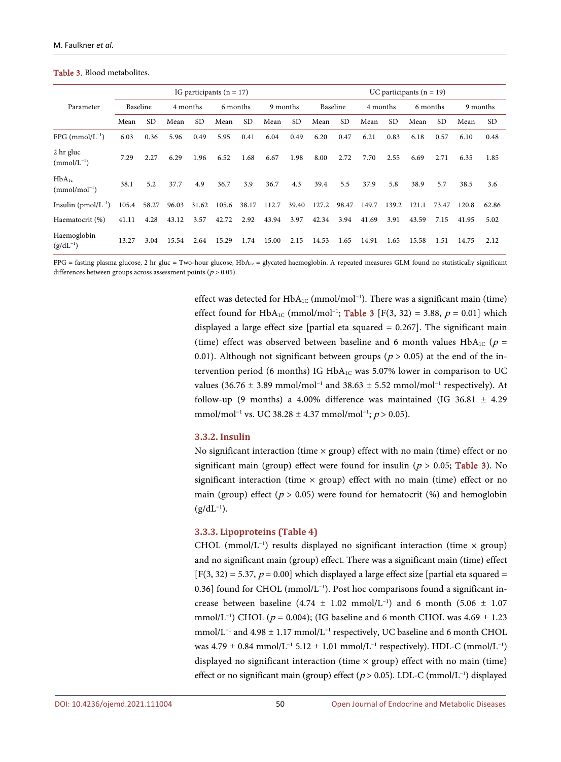Table 3. Blood metabolites.

| Parameter | IG participants (n = 17) | | | | | | | | UC participants (n = 19) | | | | | | | |
|---|---|---|---|---|---|---|---|---|---|---|---|---|---|---|---|---|
| | Baseline | | 4 months | | 6 months | | 9 months | | Baseline | | 4 months | | 6 months | | 9 months | |
| | Mean | SD | Mean | SD | Mean | SD | Mean | SD | Mean | SD | Mean | SD | Mean | SD | Mean | SD |
| FPG ($mmol/L^{-1}$) | 6.03 | 0.36 | 5.96 | 0.49 | 5.95 | 0.41 | 6.04 | 0.49 | 6.20 | 0.47 | 6.21 | 0.83 | 6.18 | 0.57 | 6.10 | 0.48 |
| 2 hr gluc ($mmol/L^{-1}$) | 7.29 | 2.27 | 6.29 | 1.96 | 6.52 | 1.68 | 6.67 | 1.98 | 8.00 | 2.72 | 7.70 | 2.55 | 6.69 | 2.71 | 6.35 | 1.85 |
| $HbA_{1c}$ ($mmol/mol^{-1}$) | 38.1 | 5.2 | 37.7 | 4.9 | 36.7 | 3.9 | 36.7 | 4.3 | 39.4 | 5.5 | 37.9 | 5.8 | 38.9 | 5.7 | 38.5 | 3.6 |
| Insulin ($pmol/L^{-1}$) | 105.4 | 58.27 | 96.03 | 31.62 | 105.6 | 38.17 | 112.7 | 39.40 | 127.2 | 98.47 | 149.7 | 139.2 | 121.1 | 73.47 | 120.8 | 62.86 |
| Haematocrit (%) | 41.11 | 4.28 | 43.12 | 3.57 | 42.72 | 2.92 | 43.94 | 3.97 | 42.34 | 3.94 | 41.69 | 3.91 | 43.59 | 7.15 | 41.95 | 5.02 |
| Haemoglobin ($g/dL^{-1}$) | 13.27 | 3.04 | 15.54 | 2.64 | 15.29 | 1.74 | 15.00 | 2.15 | 14.53 | 1.65 | 14.91 | 1.65 | 15.58 | 1.51 | 14.75 | 2.12 |

FPG = fasting plasma glucose, 2 hr gluc = Two-hour glucose, $HbA_{1c}$ = glycated haemoglobin. A repeated measures GLM found no statistically significant differences between groups across assessment points ($p > 0.05$).

effect was detected for $HbA_{1C}$ ($mmol/mol^{-1}$). There was a significant main (time) effect found for $HbA_{1C}$ ($mmol/mol^{-1}$; Table 3 [$F(3, 32) = 3.88$, $p = 0.01$] which displayed a large effect size [partial eta squared = 0.267]. The significant main (time) effect was observed between baseline and 6 month values $HbA_{1C}$ ($p$ = 0.01). Although not significant between groups ($p > 0.05$) at the end of the intervention period (6 months) IG $HbA_{1C}$ was 5.07% lower in comparison to UC values (36.76 ± 3.89 $mmol/mol^{-1}$ and 38.63 ± 5.52 $mmol/mol^{-1}$ respectively). At follow-up (9 months) a 4.00% difference was maintained (IG 36.81 ± 4.29 $mmol/mol^{-1}$ vs. UC 38.28 ± 4.37 $mmol/mol^{-1}$; $p > 0.05$).

### 3.3.2. Insulin

No significant interaction (time × group) effect with no main (time) effect or no significant main (group) effect were found for insulin ($p > 0.05$; Table 3). No significant interaction (time × group) effect with no main (time) effect or no main (group) effect ($p > 0.05$) were found for hematocrit (%) and hemoglobin ($g/dL^{-1}$).

### 3.3.3. Lipoproteins (Table 4)

CHOL ($mmol/L^{-1}$) results displayed no significant interaction (time × group) and no significant main (group) effect. There was a significant main (time) effect [$F(3, 32) = 5.37$, $p = 0.00$] which displayed a large effect size [partial eta squared = 0.36] found for CHOL ($mmol/L^{-1}$). Post hoc comparisons found a significant increase between baseline (4.74 ± 1.02 $mmol/L^{-1}$) and 6 month (5.06 ± 1.07 $mmol/L^{-1}$) CHOL ($p = 0.004$); (IG baseline and 6 month CHOL was 4.69 ± 1.23 $mmol/L^{-1}$ and 4.98 ± 1.17 $mmol/L^{-1}$ respectively, UC baseline and 6 month CHOL was 4.79 ± 0.84 $mmol/L^{-1}$ 5.12 ± 1.01 $mmol/L^{-1}$ respectively). HDL-C ($mmol/L^{-1}$) displayed no significant interaction (time × group) effect with no main (time) effect or no significant main (group) effect ($p > 0.05$). LDL-C ($mmol/L^{-1}$) displayed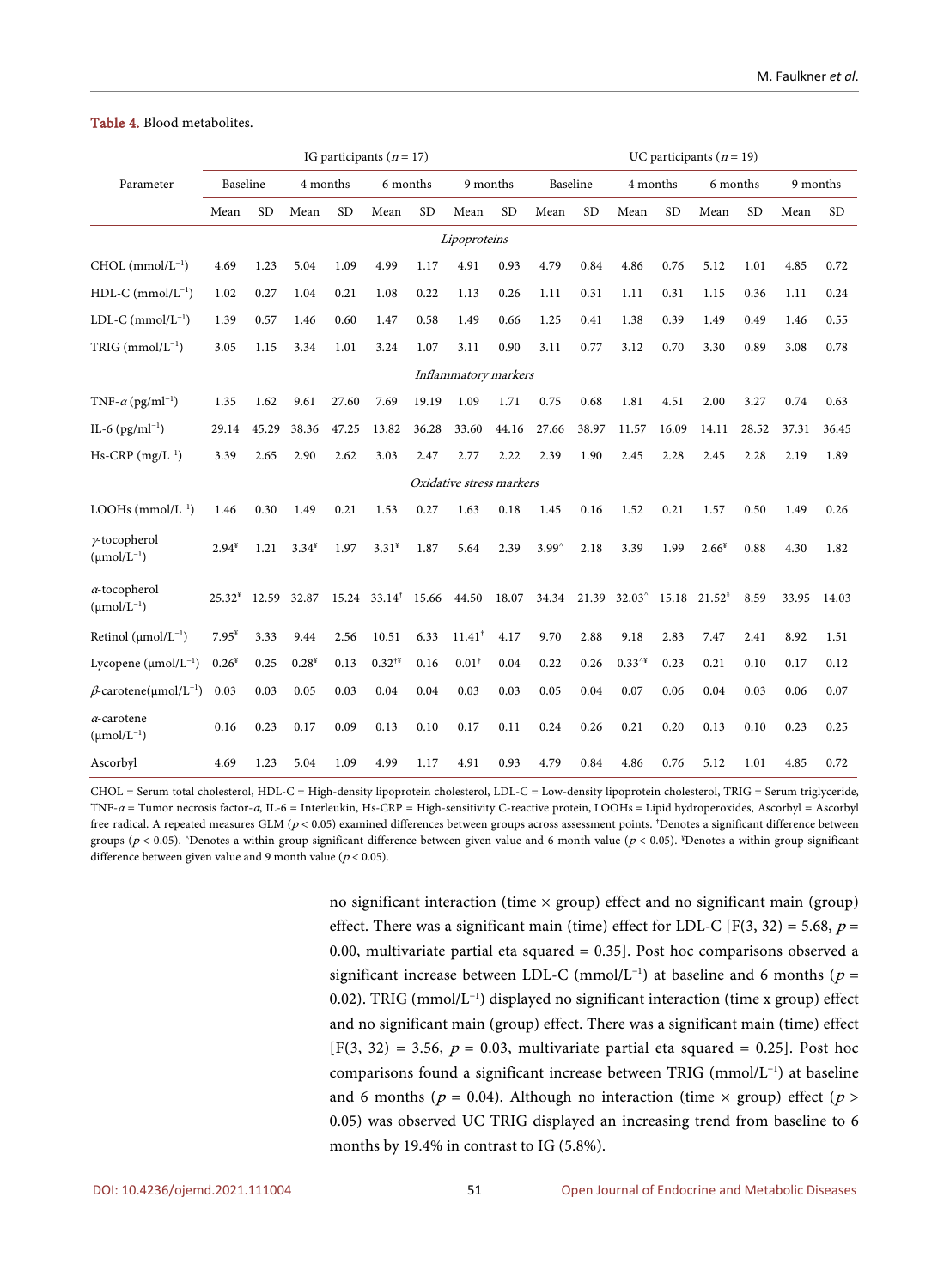**Table 4.** Blood metabolites.

| Parameter | IG participants ($n$ = 17) | | | | | | | | UC participants ($n$ = 19) | | | | | | | |
|---|---|---|---|---|---|---|---|---|---|---|---|---|---|---|---|---|
| | Baseline | | 4 months | | 6 months | | 9 months | | Baseline | | 4 months | | 6 months | | 9 months | |
| | Mean | SD | Mean | SD | Mean | SD | Mean | SD | Mean | SD | Mean | SD | Mean | SD | Mean | SD |
| *Lipoproteins* | | | | | | | | | | | | | | | | |
| CHOL (mmol/L$^{-1}$) | 4.69 | 1.23 | 5.04 | 1.09 | 4.99 | 1.17 | 4.91 | 0.93 | 4.79 | 0.84 | 4.86 | 0.76 | 5.12 | 1.01 | 4.85 | 0.72 |
| HDL-C (mmol/L$^{-1}$) | 1.02 | 0.27 | 1.04 | 0.21 | 1.08 | 0.22 | 1.13 | 0.26 | 1.11 | 0.31 | 1.11 | 0.31 | 1.15 | 0.36 | 1.11 | 0.24 |
| LDL-C (mmol/L$^{-1}$) | 1.39 | 0.57 | 1.46 | 0.60 | 1.47 | 0.58 | 1.49 | 0.66 | 1.25 | 0.41 | 1.38 | 0.39 | 1.49 | 0.49 | 1.46 | 0.55 |
| TRIG (mmol/L$^{-1}$) | 3.05 | 1.15 | 3.34 | 1.01 | 3.24 | 1.07 | 3.11 | 0.90 | 3.11 | 0.77 | 3.12 | 0.70 | 3.30 | 0.89 | 3.08 | 0.78 |
| *Inflammatory markers* | | | | | | | | | | | | | | | | |
| TNF-$\alpha$ (pg/ml$^{-1}$) | 1.35 | 1.62 | 9.61 | 27.60 | 7.69 | 19.19 | 1.09 | 1.71 | 0.75 | 0.68 | 1.81 | 4.51 | 2.00 | 3.27 | 0.74 | 0.63 |
| IL-6 (pg/ml$^{-1}$) | 29.14 | 45.29 | 38.36 | 47.25 | 13.82 | 36.28 | 33.60 | 44.16 | 27.66 | 38.97 | 11.57 | 16.09 | 14.11 | 28.52 | 37.31 | 36.45 |
| Hs-CRP (mg/L$^{-1}$) | 3.39 | 2.65 | 2.90 | 2.62 | 3.03 | 2.47 | 2.77 | 2.22 | 2.39 | 1.90 | 2.45 | 2.28 | 2.45 | 2.28 | 2.19 | 1.89 |
| *Oxidative stress markers* | | | | | | | | | | | | | | | | |
| LOOHs (mmol/L$^{-1}$) | 1.46 | 0.30 | 1.49 | 0.21 | 1.53 | 0.27 | 1.63 | 0.18 | 1.45 | 0.16 | 1.52 | 0.21 | 1.57 | 0.50 | 1.49 | 0.26 |
| $\gamma$-tocopherol (μmol/L$^{-1}$) | 2.94[¥] | 1.21 | 3.34[¥] | 1.97 | 3.31[¥] | 1.87 | 5.64 | 2.39 | 3.99[^] | 2.18 | 3.39 | 1.99 | 2.66[¥] | 0.88 | 4.30 | 1.82 |
| $\alpha$-tocopherol (μmol/L$^{-1}$) | 25.32[¥] | 12.59 | 32.87 | 15.24 | 33.14[¥] | 15.66 | 44.50 | 18.07 | 34.34 | 21.39 | 32.03[^] | 15.18 | 21.52[¥] | 8.59 | 33.95 | 14.03 |
| Retinol (μmol/L$^{-1}$) | 7.95[¥] | 3.33 | 9.44 | 2.56 | 10.51 | 6.33 | 11.41[†] | 4.17 | 9.70 | 2.88 | 9.18 | 2.83 | 7.47 | 2.41 | 8.92 | 1.51 |
| Lycopene (μmol/L$^{-1}$) | 0.26[¥] | 0.25 | 0.28[¥] | 0.13 | 0.32[†¥] | 0.16 | 0.01[†] | 0.04 | 0.22 | 0.26 | 0.33[^¥] | 0.23 | 0.21 | 0.10 | 0.17 | 0.12 |
| $\beta$-carotene(μmol/L$^{-1}$) | 0.03 | 0.03 | 0.05 | 0.03 | 0.04 | 0.04 | 0.03 | 0.03 | 0.05 | 0.04 | 0.07 | 0.06 | 0.04 | 0.03 | 0.06 | 0.07 |
| $\alpha$-carotene (μmol/L$^{-1}$) | 0.16 | 0.23 | 0.17 | 0.09 | 0.13 | 0.10 | 0.17 | 0.11 | 0.24 | 0.26 | 0.21 | 0.20 | 0.13 | 0.10 | 0.23 | 0.25 |
| Ascorbyl | 4.69 | 1.23 | 5.04 | 1.09 | 4.99 | 1.17 | 4.91 | 0.93 | 4.79 | 0.84 | 4.86 | 0.76 | 5.12 | 1.01 | 4.85 | 0.72 |

CHOL = Serum total cholesterol, HDL-C = High-density lipoprotein cholesterol, LDL-C = Low-density lipoprotein cholesterol, TRIG = Serum triglyceride, TNF-$\alpha$ = Tumor necrosis factor-$\alpha$, IL-6 = Interleukin, Hs-CRP = High-sensitivity C-reactive protein, LOOHs = Lipid hydroperoxides, Ascorbyl = Ascorbyl free radical. A repeated measures GLM ($p < 0.05$) examined differences between groups across assessment points. †Denotes a significant difference between groups ($p < 0.05$). ^Denotes a within group significant difference between given value and 6 month value ($p < 0.05$). ¥Denotes a within group significant difference between given value and 9 month value ($p < 0.05$).

no significant interaction (time × group) effect and no significant main (group) effect. There was a significant main (time) effect for LDL-C [$F(3, 32) = 5.68$, $p = 0.00$, multivariate partial eta squared = 0.35]. Post hoc comparisons observed a significant increase between LDL-C (mmol/L$^{-1}$) at baseline and 6 months ($p = 0.02$). TRIG (mmol/L$^{-1}$) displayed no significant interaction (time x group) effect and no significant main (group) effect. There was a significant main (time) effect [$F(3, 32) = 3.56$, $p = 0.03$, multivariate partial eta squared = 0.25]. Post hoc comparisons found a significant increase between TRIG (mmol/L$^{-1}$) at baseline and 6 months ($p = 0.04$). Although no interaction (time × group) effect ($p > 0.05$) was observed UC TRIG displayed an increasing trend from baseline to 6 months by 19.4% in contrast to IG (5.8%).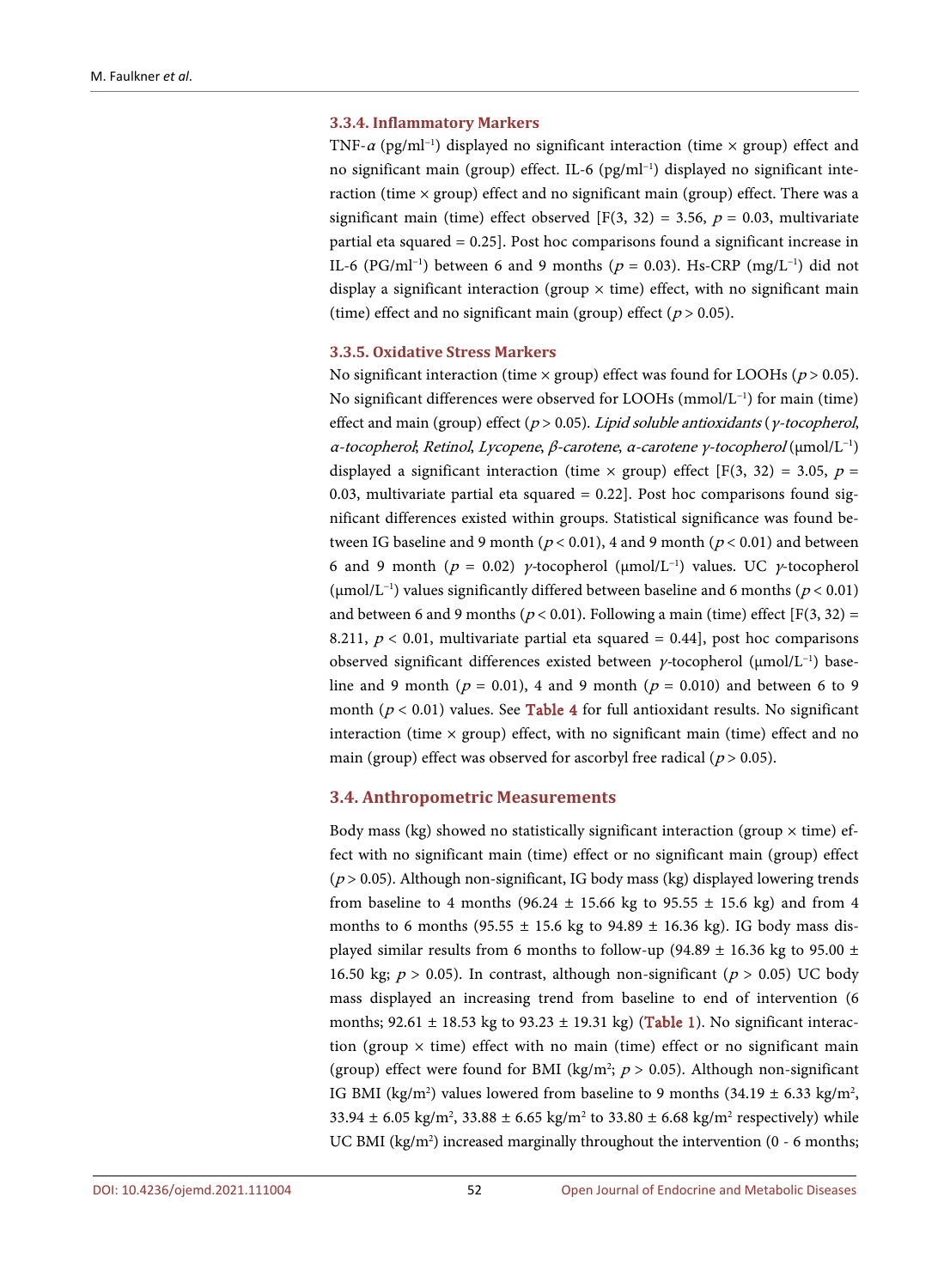#### 3.3.4. Inflammatory Markers

TNF-$\alpha$ (pg/ml$^{-1}$) displayed no significant interaction (time × group) effect and no significant main (group) effect. IL-6 (pg/ml$^{-1}$) displayed no significant interaction (time × group) effect and no significant main (group) effect. There was a significant main (time) effect observed [$F(3, 32) = 3.56$, $p = 0.03$, multivariate partial eta squared = 0.25]. Post hoc comparisons found a significant increase in IL-6 (PG/ml$^{-1}$) between 6 and 9 months ($p = 0.03$). Hs-CRP (mg/L$^{-1}$) did not display a significant interaction (group × time) effect, with no significant main (time) effect and no significant main (group) effect ($p > 0.05$).

#### 3.3.5. Oxidative Stress Markers

No significant interaction (time × group) effect was found for LOOHs ($p > 0.05$). No significant differences were observed for LOOHs (mmol/L$^{-1}$) for main (time) effect and main (group) effect ($p > 0.05$). *Lipid soluble antioxidants* (*$\gamma$-tocopherol*, *$\alpha$-tocopherol*; *Retinol*, *Lycopene*, *$\beta$-carotene*, *$\alpha$-carotene $\gamma$-tocopherol* (μmol/L$^{-1}$) displayed a significant interaction (time × group) effect [$F(3, 32) = 3.05$, $p = 0.03$, multivariate partial eta squared = 0.22]. Post hoc comparisons found significant differences existed within groups. Statistical significance was found between IG baseline and 9 month ($p < 0.01$), 4 and 9 month ($p < 0.01$) and between 6 and 9 month ($p = 0.02$) $\gamma$-tocopherol (μmol/L$^{-1}$) values. UC $\gamma$-tocopherol (μmol/L$^{-1}$) values significantly differed between baseline and 6 months ($p < 0.01$) and between 6 and 9 months ($p < 0.01$). Following a main (time) effect [$F(3, 32) = 8.211$, $p < 0.01$, multivariate partial eta squared = 0.44], post hoc comparisons observed significant differences existed between $\gamma$-tocopherol (μmol/L$^{-1}$) baseline and 9 month ($p = 0.01$), 4 and 9 month ($p = 0.010$) and between 6 to 9 month ($p < 0.01$) values. See Table 4 for full antioxidant results. No significant interaction (time × group) effect, with no significant main (time) effect and no main (group) effect was observed for ascorbyl free radical ($p > 0.05$).

### 3.4. Anthropometric Measurements

Body mass (kg) showed no statistically significant interaction (group × time) effect with no significant main (time) effect or no significant main (group) effect ($p > 0.05$). Although non-significant, IG body mass (kg) displayed lowering trends from baseline to 4 months (96.24 ± 15.66 kg to 95.55 ± 15.6 kg) and from 4 months to 6 months (95.55 ± 15.6 kg to 94.89 ± 16.36 kg). IG body mass displayed similar results from 6 months to follow-up (94.89 ± 16.36 kg to 95.00 ± 16.50 kg; $p > 0.05$). In contrast, although non-significant ($p > 0.05$) UC body mass displayed an increasing trend from baseline to end of intervention (6 months; 92.61 ± 18.53 kg to 93.23 ± 19.31 kg) (Table 1). No significant interaction (group × time) effect with no main (time) effect or no significant main (group) effect were found for BMI (kg/m$^2$; $p > 0.05$). Although non-significant IG BMI (kg/m$^2$) values lowered from baseline to 9 months (34.19 ± 6.33 kg/m$^2$, 33.94 ± 6.05 kg/m$^2$, 33.88 ± 6.65 kg/m$^2$ to 33.80 ± 6.68 kg/m$^2$ respectively) while UC BMI (kg/m$^2$) increased marginally throughout the intervention (0 - 6 months;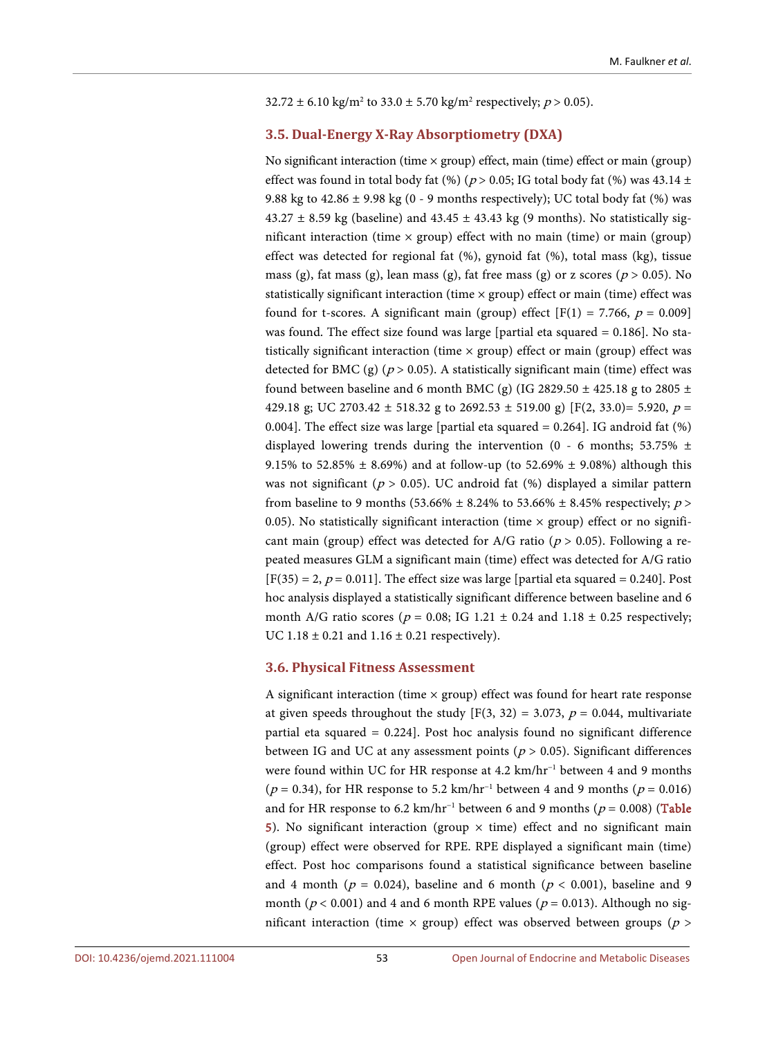$32.72 \pm 6.10$ kg/m$^2$ to $33.0 \pm 5.70$ kg/m$^2$ respectively; $p > 0.05$).

### 3.5. Dual-Energy X-Ray Absorptiometry (DXA)

No significant interaction (time × group) effect, main (time) effect or main (group) effect was found in total body fat (%) ($p > 0.05$; IG total body fat (%) was $43.14 \pm 9.88$ kg to $42.86 \pm 9.98$ kg (0 - 9 months respectively); UC total body fat (%) was $43.27 \pm 8.59$ kg (baseline) and $43.45 \pm 43.43$ kg (9 months). No statistically significant interaction (time × group) effect with no main (time) or main (group) effect was detected for regional fat (%), gynoid fat (%), total mass (kg), tissue mass (g), fat mass (g), lean mass (g), fat free mass (g) or z scores ($p > 0.05$). No statistically significant interaction (time × group) effect or main (time) effect was found for t-scores. A significant main (group) effect [$F(1) = 7.766$, $p = 0.009$] was found. The effect size found was large [partial eta squared = 0.186]. No statistically significant interaction (time × group) effect or main (group) effect was detected for BMC (g) ($p > 0.05$). A statistically significant main (time) effect was found between baseline and 6 month BMC (g) (IG $2829.50 \pm 425.18$ g to $2805 \pm 429.18$ g; UC $2703.42 \pm 518.32$ g to $2692.53 \pm 519.00$ g) [$F(2, 33.0) = 5.920$, $p = 0.004$]. The effect size was large [partial eta squared = 0.264]. IG android fat (%) displayed lowering trends during the intervention (0 - 6 months; $53.75\% \pm 9.15\%$ to $52.85\% \pm 8.69\%$) and at follow-up (to $52.69\% \pm 9.08\%$) although this was not significant ($p > 0.05$). UC android fat (%) displayed a similar pattern from baseline to 9 months ($53.66\% \pm 8.24\%$ to $53.66\% \pm 8.45\%$ respectively; $p > 0.05$). No statistically significant interaction (time × group) effect or no significant main (group) effect was detected for A/G ratio ($p > 0.05$). Following a repeated measures GLM a significant main (time) effect was detected for A/G ratio [$F(35) = 2$, $p = 0.011$]. The effect size was large [partial eta squared = 0.240]. Post hoc analysis displayed a statistically significant difference between baseline and 6 month A/G ratio scores ($p = 0.08$; IG $1.21 \pm 0.24$ and $1.18 \pm 0.25$ respectively; UC $1.18 \pm 0.21$ and $1.16 \pm 0.21$ respectively).

### 3.6. Physical Fitness Assessment

A significant interaction (time × group) effect was found for heart rate response at given speeds throughout the study [$F(3, 32) = 3.073$, $p = 0.044$, multivariate partial eta squared = 0.224]. Post hoc analysis found no significant difference between IG and UC at any assessment points ($p > 0.05$). Significant differences were found within UC for HR response at 4.2 km/hr$^{-1}$ between 4 and 9 months ($p = 0.34$), for HR response to 5.2 km/hr$^{-1}$ between 4 and 9 months ($p = 0.016$) and for HR response to 6.2 km/hr$^{-1}$ between 6 and 9 months ($p = 0.008$) (Table 5). No significant interaction (group × time) effect and no significant main (group) effect were observed for RPE. RPE displayed a significant main (time) effect. Post hoc comparisons found a statistical significance between baseline and 4 month ($p = 0.024$), baseline and 6 month ($p < 0.001$), baseline and 9 month ($p < 0.001$) and 4 and 6 month RPE values ($p = 0.013$). Although no significant interaction (time × group) effect was observed between groups ($p >$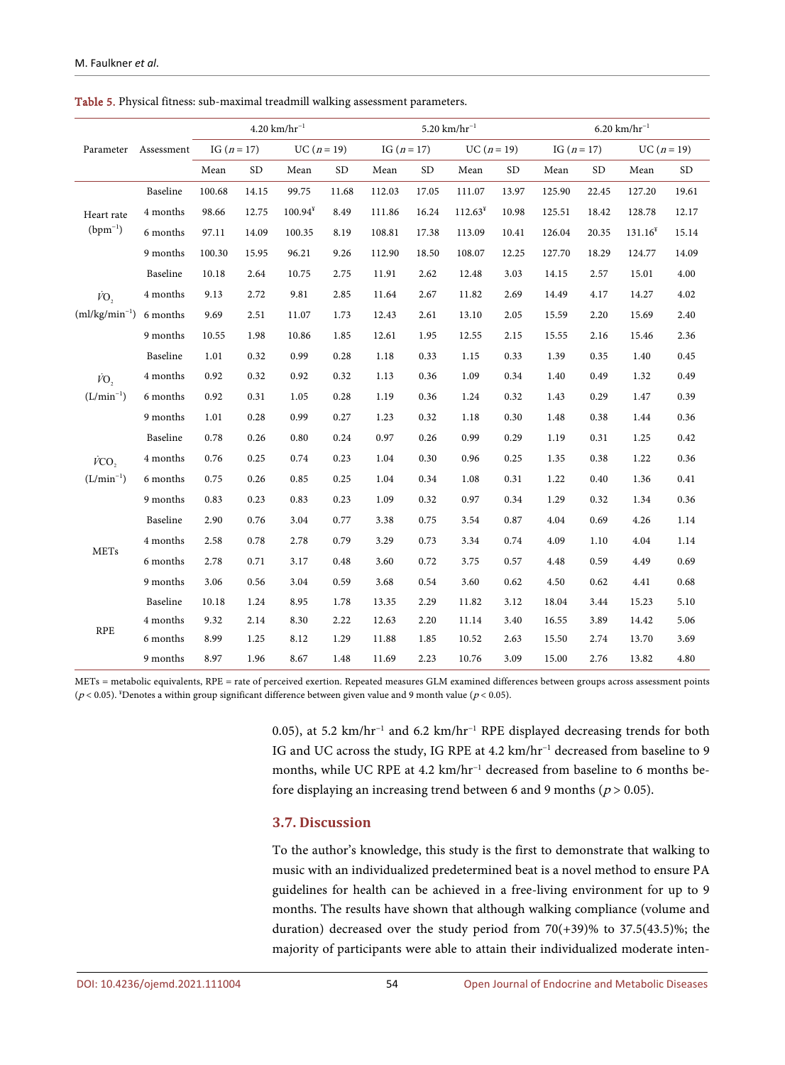Table 5. Physical fitness: sub-maximal treadmill walking assessment parameters.

| Parameter | Assessment | 4.20 km/hr$^{-1}$ | | | | 5.20 km/hr$^{-1}$ | | | | 6.20 km/hr$^{-1}$ | | | |
|---|---|---|---|---|---|---|---|---|---|---|---|---|---|
| | | IG ($n$ = 17) | | UC ($n$ = 19) | | IG ($n$ = 17) | | UC ($n$ = 19) | | IG ($n$ = 17) | | UC ($n$ = 19) | |
| | | Mean | SD | Mean | SD | Mean | SD | Mean | SD | Mean | SD | Mean | SD |
| Heart rate (bpm$^{-1}$) | Baseline | 100.68 | 14.15 | 99.75 | 11.68 | 112.03 | 17.05 | 111.07 | 13.97 | 125.90 | 22.45 | 127.20 | 19.61 |
| | 4 months | 98.66 | 12.75 | 100.94$^{¥}$ | 8.49 | 111.86 | 16.24 | 112.63$^{¥}$ | 10.98 | 125.51 | 18.42 | 128.78 | 12.17 |
| | 6 months | 97.11 | 14.09 | 100.35 | 8.19 | 108.81 | 17.38 | 113.09 | 10.41 | 126.04 | 20.35 | 131.16$^{¥}$ | 15.14 |
| | 9 months | 100.30 | 15.95 | 96.21 | 9.26 | 112.90 | 18.50 | 108.07 | 12.25 | 127.70 | 18.29 | 124.77 | 14.09 |
| $\dot{V}O_2$ (ml/kg/min$^{-1}$) | Baseline | 10.18 | 2.64 | 10.75 | 2.75 | 11.91 | 2.62 | 12.48 | 3.03 | 14.15 | 2.57 | 15.01 | 4.00 |
| | 4 months | 9.13 | 2.72 | 9.81 | 2.85 | 11.64 | 2.67 | 11.82 | 2.69 | 14.49 | 4.17 | 14.27 | 4.02 |
| | 6 months | 9.69 | 2.51 | 11.07 | 1.73 | 12.43 | 2.61 | 13.10 | 2.05 | 15.59 | 2.20 | 15.69 | 2.40 |
| | 9 months | 10.55 | 1.98 | 10.86 | 1.85 | 12.61 | 1.95 | 12.55 | 2.15 | 15.55 | 2.16 | 15.46 | 2.36 |
| $\dot{V}O_2$ (L/min$^{-1}$) | Baseline | 1.01 | 0.32 | 0.99 | 0.28 | 1.18 | 0.33 | 1.15 | 0.33 | 1.39 | 0.35 | 1.40 | 0.45 |
| | 4 months | 0.92 | 0.32 | 0.92 | 0.32 | 1.13 | 0.36 | 1.09 | 0.34 | 1.40 | 0.49 | 1.32 | 0.49 |
| | 6 months | 0.92 | 0.31 | 1.05 | 0.28 | 1.19 | 0.36 | 1.24 | 0.32 | 1.43 | 0.29 | 1.47 | 0.39 |
| | 9 months | 1.01 | 0.28 | 0.99 | 0.27 | 1.23 | 0.32 | 1.18 | 0.30 | 1.48 | 0.38 | 1.44 | 0.36 |
| $\dot{V}CO_2$ (L/min$^{-1}$) | Baseline | 0.78 | 0.26 | 0.80 | 0.24 | 0.97 | 0.26 | 0.99 | 0.29 | 1.19 | 0.31 | 1.25 | 0.42 |
| | 4 months | 0.76 | 0.25 | 0.74 | 0.23 | 1.04 | 0.30 | 0.96 | 0.25 | 1.35 | 0.38 | 1.22 | 0.36 |
| | 6 months | 0.75 | 0.26 | 0.85 | 0.25 | 1.04 | 0.34 | 1.08 | 0.31 | 1.22 | 0.40 | 1.36 | 0.41 |
| | 9 months | 0.83 | 0.23 | 0.83 | 0.23 | 1.09 | 0.32 | 0.97 | 0.34 | 1.29 | 0.32 | 1.34 | 0.36 |
| METs | Baseline | 2.90 | 0.76 | 3.04 | 0.77 | 3.38 | 0.75 | 3.54 | 0.87 | 4.04 | 0.69 | 4.26 | 1.14 |
| | 4 months | 2.58 | 0.78 | 2.78 | 0.79 | 3.29 | 0.73 | 3.34 | 0.74 | 4.09 | 1.10 | 4.04 | 1.14 |
| | 6 months | 2.78 | 0.71 | 3.17 | 0.48 | 3.60 | 0.72 | 3.75 | 0.57 | 4.48 | 0.59 | 4.49 | 0.69 |
| | 9 months | 3.06 | 0.56 | 3.04 | 0.59 | 3.68 | 0.54 | 3.60 | 0.62 | 4.50 | 0.62 | 4.41 | 0.68 |
| RPE | Baseline | 10.18 | 1.24 | 8.95 | 1.78 | 13.35 | 2.29 | 11.82 | 3.12 | 18.04 | 3.44 | 15.23 | 5.10 |
| | 4 months | 9.32 | 2.14 | 8.30 | 2.22 | 12.63 | 2.20 | 11.14 | 3.40 | 16.55 | 3.89 | 14.42 | 5.06 |
| | 6 months | 8.99 | 1.25 | 8.12 | 1.29 | 11.88 | 1.85 | 10.52 | 2.63 | 15.50 | 2.74 | 13.70 | 3.69 |
| | 9 months | 8.97 | 1.96 | 8.67 | 1.48 | 11.69 | 2.23 | 10.76 | 3.09 | 15.00 | 2.76 | 13.82 | 4.80 |

METs = metabolic equivalents, RPE = rate of perceived exertion. Repeated measures GLM examined differences between groups across assessment points ($p < 0.05$). ¥Denotes a within group significant difference between given value and 9 month value ($p < 0.05$).

0.05), at 5.2 km/hr$^{-1}$ and 6.2 km/hr$^{-1}$ RPE displayed decreasing trends for both IG and UC across the study, IG RPE at 4.2 km/hr$^{-1}$ decreased from baseline to 9 months, while UC RPE at 4.2 km/hr$^{-1}$ decreased from baseline to 6 months before displaying an increasing trend between 6 and 9 months ($p > 0.05$).

### 3.7. Discussion

To the author's knowledge, this study is the first to demonstrate that walking to music with an individualized predetermined beat is a novel method to ensure PA guidelines for health can be achieved in a free-living environment for up to 9 months. The results have shown that although walking compliance (volume and duration) decreased over the study period from 70(+39)% to 37.5(43.5)%; the majority of participants were able to attain their individualized moderate inten-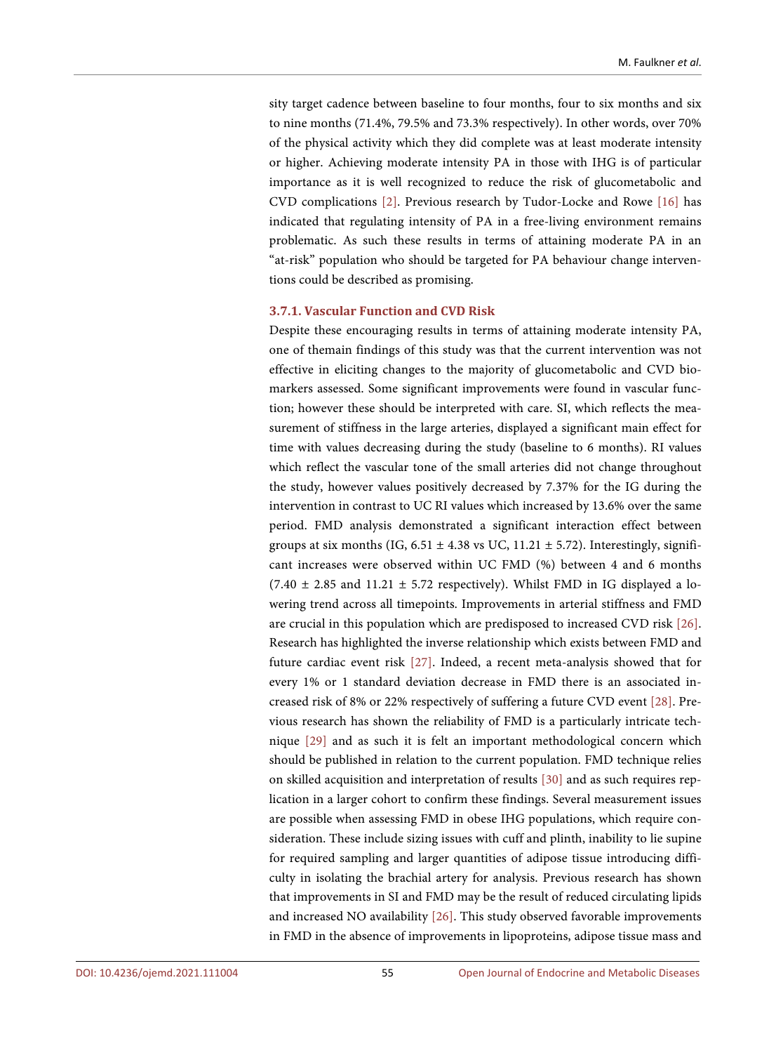sity target cadence between baseline to four months, four to six months and six to nine months (71.4%, 79.5% and 73.3% respectively). In other words, over 70% of the physical activity which they did complete was at least moderate intensity or higher. Achieving moderate intensity PA in those with IHG is of particular importance as it is well recognized to reduce the risk of glucometabolic and CVD complications [2]. Previous research by Tudor-Locke and Rowe [16] has indicated that regulating intensity of PA in a free-living environment remains problematic. As such these results in terms of attaining moderate PA in an "at-risk" population who should be targeted for PA behaviour change interventions could be described as promising.

#### 3.7.1. Vascular Function and CVD Risk

Despite these encouraging results in terms of attaining moderate intensity PA, one of themain findings of this study was that the current intervention was not effective in eliciting changes to the majority of glucometabolic and CVD biomarkers assessed. Some significant improvements were found in vascular function; however these should be interpreted with care. SI, which reflects the measurement of stiffness in the large arteries, displayed a significant main effect for time with values decreasing during the study (baseline to 6 months). RI values which reflect the vascular tone of the small arteries did not change throughout the study, however values positively decreased by 7.37% for the IG during the intervention in contrast to UC RI values which increased by 13.6% over the same period. FMD analysis demonstrated a significant interaction effect between groups at six months (IG, $6.51 \pm 4.38$ vs UC, $11.21 \pm 5.72$). Interestingly, significant increases were observed within UC FMD (%) between 4 and 6 months ($7.40 \pm 2.85$ and $11.21 \pm 5.72$ respectively). Whilst FMD in IG displayed a lowering trend across all timepoints. Improvements in arterial stiffness and FMD are crucial in this population which are predisposed to increased CVD risk [26]. Research has highlighted the inverse relationship which exists between FMD and future cardiac event risk [27]. Indeed, a recent meta-analysis showed that for every 1% or 1 standard deviation decrease in FMD there is an associated increased risk of 8% or 22% respectively of suffering a future CVD event [28]. Previous research has shown the reliability of FMD is a particularly intricate technique [29] and as such it is felt an important methodological concern which should be published in relation to the current population. FMD technique relies on skilled acquisition and interpretation of results [30] and as such requires replication in a larger cohort to confirm these findings. Several measurement issues are possible when assessing FMD in obese IHG populations, which require consideration. These include sizing issues with cuff and plinth, inability to lie supine for required sampling and larger quantities of adipose tissue introducing difficulty in isolating the brachial artery for analysis. Previous research has shown that improvements in SI and FMD may be the result of reduced circulating lipids and increased NO availability [26]. This study observed favorable improvements in FMD in the absence of improvements in lipoproteins, adipose tissue mass and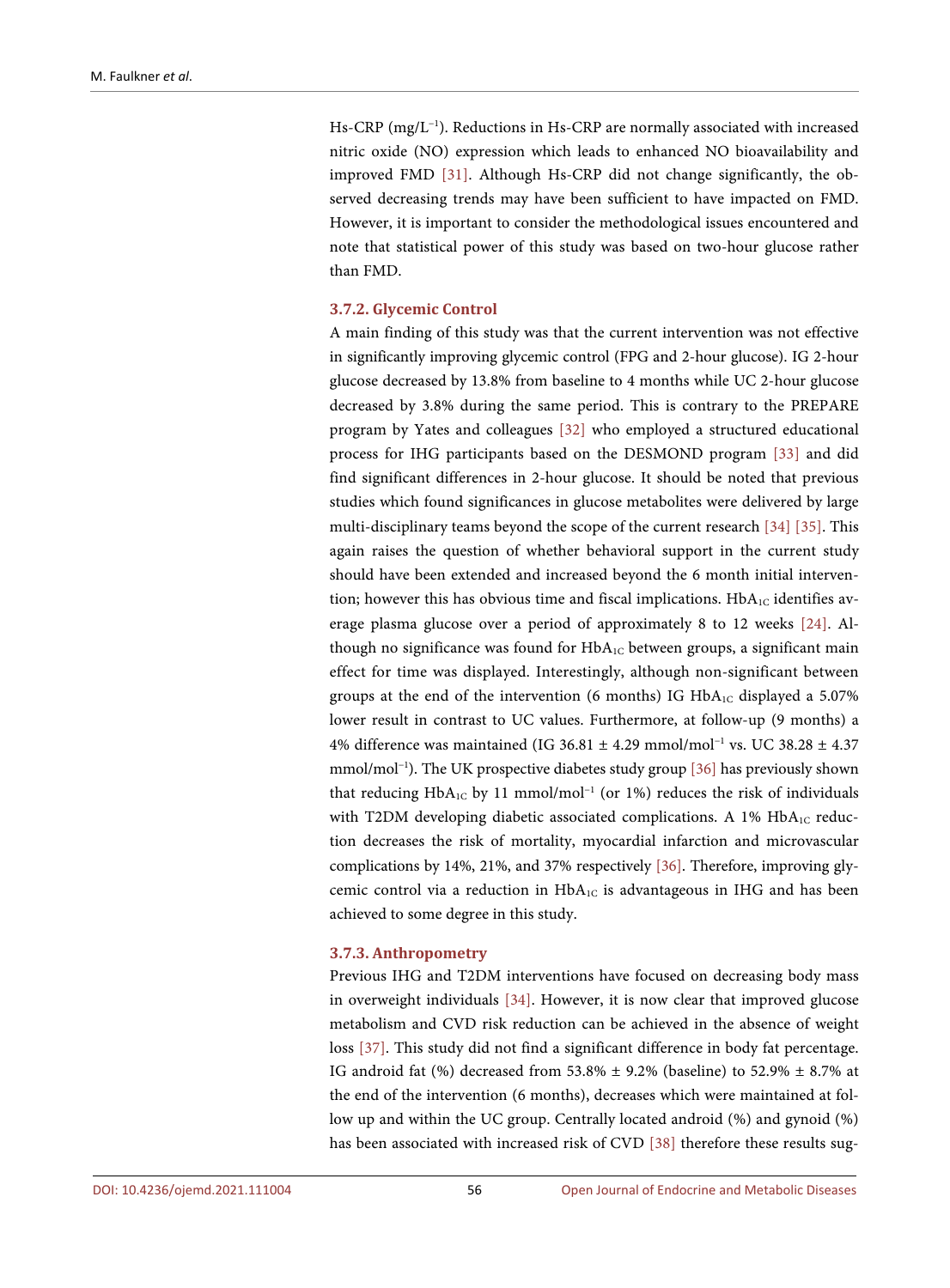Hs-CRP ($mg/L^{-1}$). Reductions in Hs-CRP are normally associated with increased nitric oxide (NO) expression which leads to enhanced NO bioavailability and improved FMD [31]. Although Hs-CRP did not change significantly, the observed decreasing trends may have been sufficient to have impacted on FMD. However, it is important to consider the methodological issues encountered and note that statistical power of this study was based on two-hour glucose rather than FMD.

### 3.7.2. Glycemic Control

A main finding of this study was that the current intervention was not effective in significantly improving glycemic control (FPG and 2-hour glucose). IG 2-hour glucose decreased by 13.8% from baseline to 4 months while UC 2-hour glucose decreased by 3.8% during the same period. This is contrary to the PREPARE program by Yates and colleagues [32] who employed a structured educational process for IHG participants based on the DESMOND program [33] and did find significant differences in 2-hour glucose. It should be noted that previous studies which found significances in glucose metabolites were delivered by large multi-disciplinary teams beyond the scope of the current research [34] [35]. This again raises the question of whether behavioral support in the current study should have been extended and increased beyond the 6 month initial intervention; however this has obvious time and fiscal implications. $HbA_{1C}$ identifies average plasma glucose over a period of approximately 8 to 12 weeks [24]. Although no significance was found for $HbA_{1C}$ between groups, a significant main effect for time was displayed. Interestingly, although non-significant between groups at the end of the intervention (6 months) IG $HbA_{1C}$ displayed a 5.07% lower result in contrast to UC values. Furthermore, at follow-up (9 months) a 4% difference was maintained (IG 36.81 ± 4.29 $mmol/mol^{-1}$ vs. UC 38.28 ± 4.37 $mmol/mol^{-1}$). The UK prospective diabetes study group [36] has previously shown that reducing $HbA_{1C}$ by 11 $mmol/mol^{-1}$ (or 1%) reduces the risk of individuals with T2DM developing diabetic associated complications. A 1% $HbA_{1C}$ reduction decreases the risk of mortality, myocardial infarction and microvascular complications by 14%, 21%, and 37% respectively [36]. Therefore, improving glycemic control via a reduction in $HbA_{1C}$ is advantageous in IHG and has been achieved to some degree in this study.

### 3.7.3. Anthropometry

Previous IHG and T2DM interventions have focused on decreasing body mass in overweight individuals [34]. However, it is now clear that improved glucose metabolism and CVD risk reduction can be achieved in the absence of weight loss [37]. This study did not find a significant difference in body fat percentage. IG android fat (%) decreased from 53.8% ± 9.2% (baseline) to 52.9% ± 8.7% at the end of the intervention (6 months), decreases which were maintained at follow up and within the UC group. Centrally located android (%) and gynoid (%) has been associated with increased risk of CVD [38] therefore these results sug-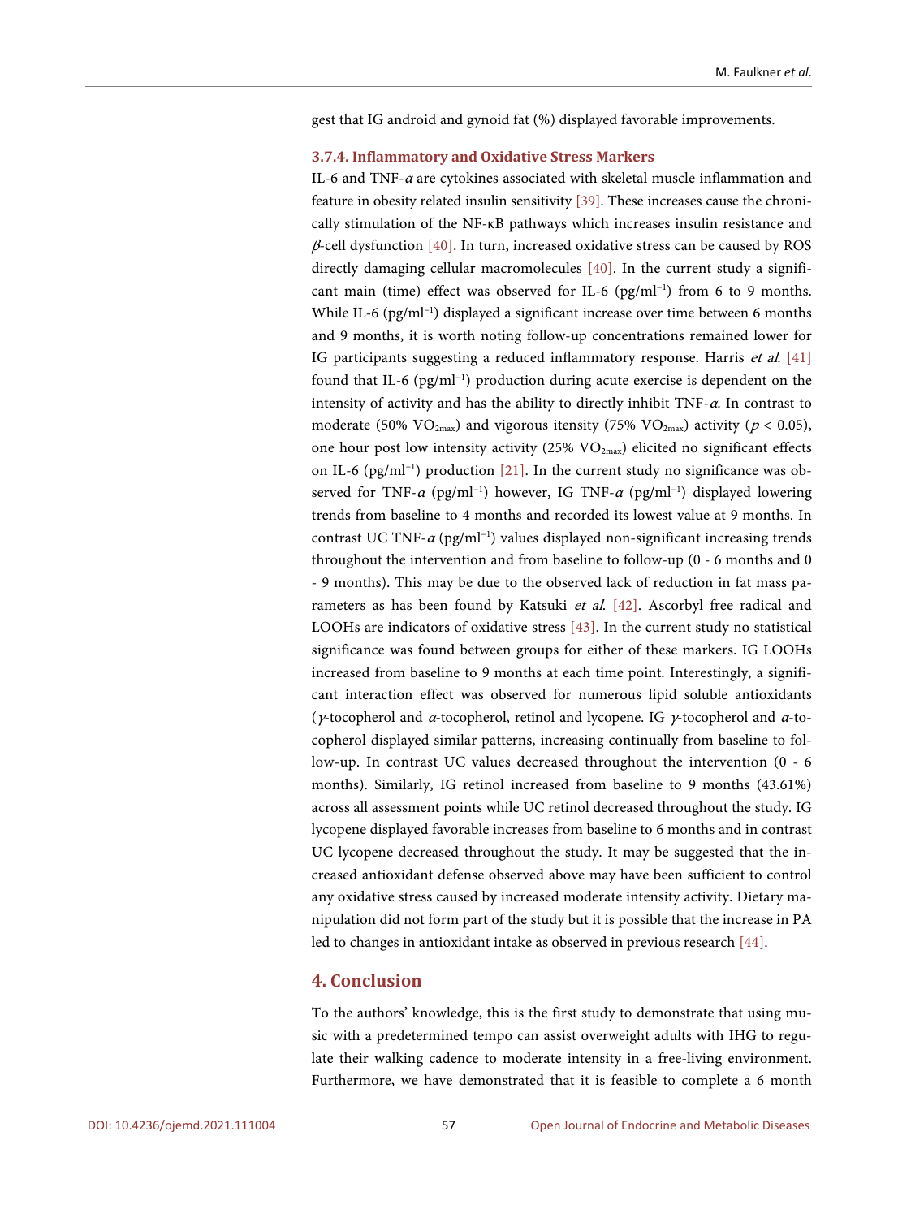gest that IG android and gynoid fat (%) displayed favorable improvements.

### 3.7.4. Inflammatory and Oxidative Stress Markers

IL-6 and TNF-*α* are cytokines associated with skeletal muscle inflammation and feature in obesity related insulin sensitivity [39]. These increases cause the chronically stimulation of the NF-κB pathways which increases insulin resistance and *β*-cell dysfunction [40]. In turn, increased oxidative stress can be caused by ROS directly damaging cellular macromolecules [40]. In the current study a significant main (time) effect was observed for IL-6 ($pg/ml^{-1}$) from 6 to 9 months. While IL-6 ($pg/ml^{-1}$) displayed a significant increase over time between 6 months and 9 months, it is worth noting follow-up concentrations remained lower for IG participants suggesting a reduced inflammatory response. Harris *et al.* [41] found that IL-6 ($pg/ml^{-1}$) production during acute exercise is dependent on the intensity of activity and has the ability to directly inhibit TNF-*α*. In contrast to moderate (50% $VO_{2max}$) and vigorous itensity (75% $VO_{2max}$) activity ($p < 0.05$), one hour post low intensity activity (25% $VO_{2max}$) elicited no significant effects on IL-6 ($pg/ml^{-1}$) production [21]. In the current study no significance was observed for TNF-*α* ($pg/ml^{-1}$) however, IG TNF-*α* ($pg/ml^{-1}$) displayed lowering trends from baseline to 4 months and recorded its lowest value at 9 months. In contrast UC TNF-*α* ($pg/ml^{-1}$) values displayed non-significant increasing trends throughout the intervention and from baseline to follow-up (0 - 6 months and 0 - 9 months). This may be due to the observed lack of reduction in fat mass parameters as has been found by Katsuki *et al.* [42]. Ascorbyl free radical and LOOHs are indicators of oxidative stress [43]. In the current study no statistical significance was found between groups for either of these markers. IG LOOHs increased from baseline to 9 months at each time point. Interestingly, a significant interaction effect was observed for numerous lipid soluble antioxidants (*γ*-tocopherol and *α*-tocopherol, retinol and lycopene. IG *γ*-tocopherol and *α*-tocopherol displayed similar patterns, increasing continually from baseline to follow-up. In contrast UC values decreased throughout the intervention (0 - 6 months). Similarly, IG retinol increased from baseline to 9 months (43.61%) across all assessment points while UC retinol decreased throughout the study. IG lycopene displayed favorable increases from baseline to 6 months and in contrast UC lycopene decreased throughout the study. It may be suggested that the increased antioxidant defense observed above may have been sufficient to control any oxidative stress caused by increased moderate intensity activity. Dietary manipulation did not form part of the study but it is possible that the increase in PA led to changes in antioxidant intake as observed in previous research [44].

## 4. Conclusion

To the authors' knowledge, this is the first study to demonstrate that using music with a predetermined tempo can assist overweight adults with IHG to regulate their walking cadence to moderate intensity in a free-living environment. Furthermore, we have demonstrated that it is feasible to complete a 6 month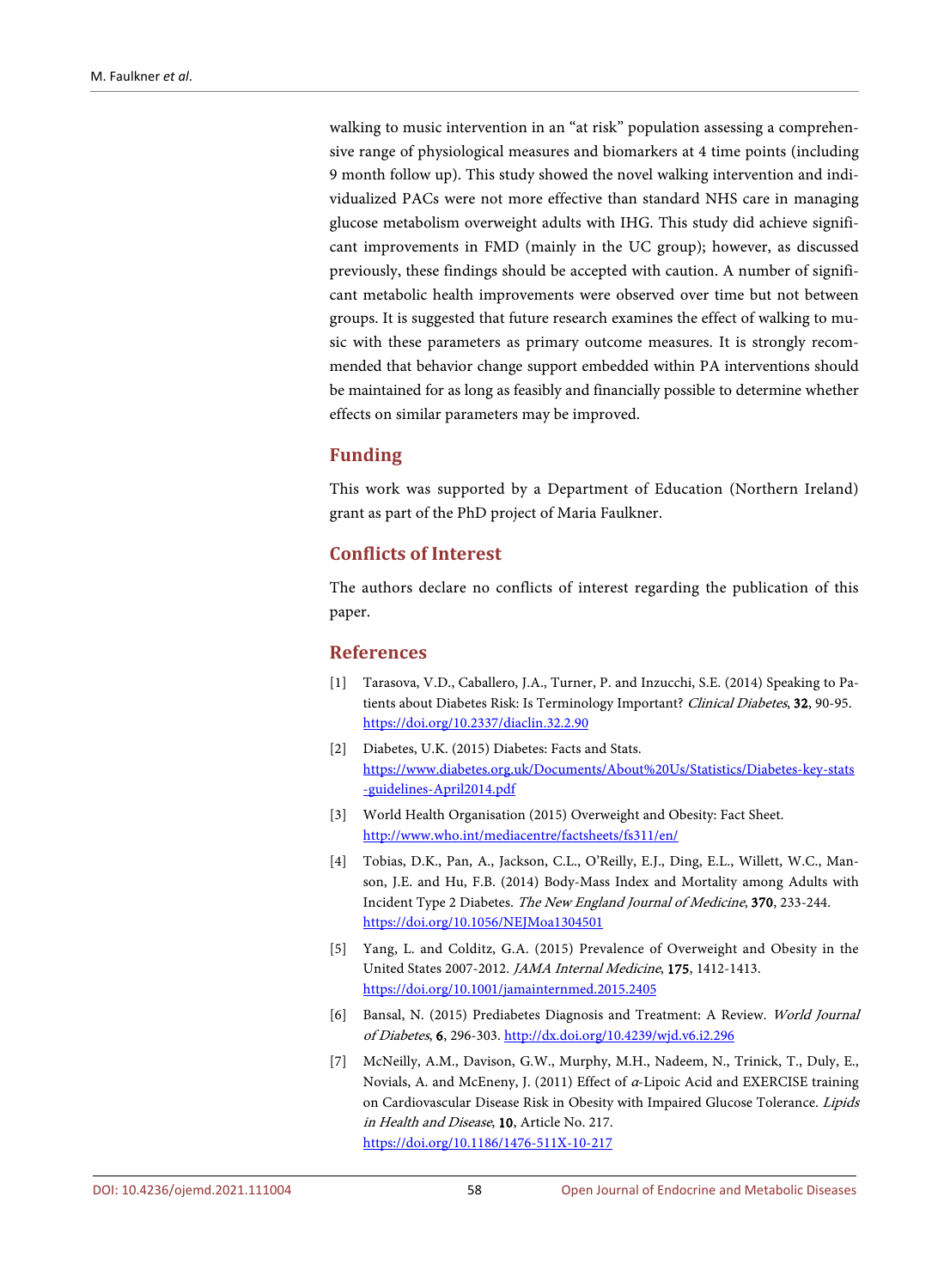walking to music intervention in an "at risk" population assessing a comprehensive range of physiological measures and biomarkers at 4 time points (including 9 month follow up). This study showed the novel walking intervention and individualized PACs were not more effective than standard NHS care in managing glucose metabolism overweight adults with IHG. This study did achieve significant improvements in FMD (mainly in the UC group); however, as discussed previously, these findings should be accepted with caution. A number of significant metabolic health improvements were observed over time but not between groups. It is suggested that future research examines the effect of walking to music with these parameters as primary outcome measures. It is strongly recommended that behavior change support embedded within PA interventions should be maintained for as long as feasibly and financially possible to determine whether effects on similar parameters may be improved.

## Funding

This work was supported by a Department of Education (Northern Ireland) grant as part of the PhD project of Maria Faulkner.

## Conflicts of Interest

The authors declare no conflicts of interest regarding the publication of this paper.

## References

[1] Tarasova, V.D., Caballero, J.A., Turner, P. and Inzucchi, S.E. (2014) Speaking to Patients about Diabetes Risk: Is Terminology Important? *Clinical Diabetes*, **32**, 90-95. https://doi.org/10.2337/diaclin.32.2.90

[2] Diabetes, U.K. (2015) Diabetes: Facts and Stats. https://www.diabetes.org.uk/Documents/About%20Us/Statistics/Diabetes-key-stats-guidelines-April2014.pdf

[3] World Health Organisation (2015) Overweight and Obesity: Fact Sheet. http://www.who.int/mediacentre/factsheets/fs311/en/

[4] Tobias, D.K., Pan, A., Jackson, C.L., O'Reilly, E.J., Ding, E.L., Willett, W.C., Manson, J.E. and Hu, F.B. (2014) Body-Mass Index and Mortality among Adults with Incident Type 2 Diabetes. *The New England Journal of Medicine*, **370**, 233-244. https://doi.org/10.1056/NEJMoa1304501

[5] Yang, L. and Colditz, G.A. (2015) Prevalence of Overweight and Obesity in the United States 2007-2012. *JAMA Internal Medicine*, **175**, 1412-1413. https://doi.org/10.1001/jamainternmed.2015.2405

[6] Bansal, N. (2015) Prediabetes Diagnosis and Treatment: A Review. *World Journal of Diabetes*, **6**, 296-303. http://dx.doi.org/10.4239/wjd.v6.i2.296

[7] McNeilly, A.M., Davison, G.W., Murphy, M.H., Nadeem, N., Trinick, T., Duly, E., Novials, A. and McEneny, J. (2011) Effect of $\alpha$-Lipoic Acid and EXERCISE training on Cardiovascular Disease Risk in Obesity with Impaired Glucose Tolerance. *Lipids in Health and Disease*, **10**, Article No. 217. https://doi.org/10.1186/1476-511X-10-217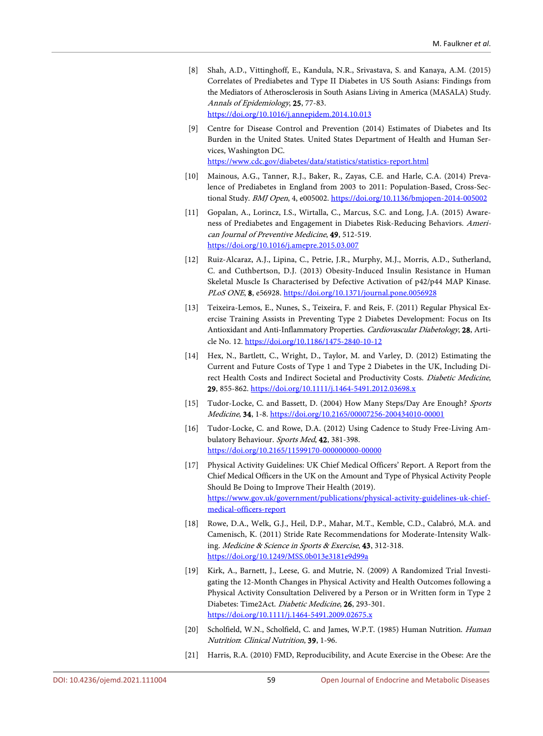[8] Shah, A.D., Vittinghoff, E., Kandula, N.R., Srivastava, S. and Kanaya, A.M. (2015) Correlates of Prediabetes and Type II Diabetes in US South Asians: Findings from the Mediators of Atherosclerosis in South Asians Living in America (MASALA) Study. *Annals of Epidemiology*, **25**, 77-83. https://doi.org/10.1016/j.annepidem.2014.10.013

[9] Centre for Disease Control and Prevention (2014) Estimates of Diabetes and Its Burden in the United States. United States Department of Health and Human Services, Washington DC. https://www.cdc.gov/diabetes/data/statistics/statistics-report.html

[10] Mainous, A.G., Tanner, R.J., Baker, R., Zayas, C.E. and Harle, C.A. (2014) Prevalence of Prediabetes in England from 2003 to 2011: Population-Based, Cross-Sectional Study. *BMJ Open*, 4, e005002. https://doi.org/10.1136/bmjopen-2014-005002

[11] Gopalan, A., Lorincz, I.S., Wirtalla, C., Marcus, S.C. and Long, J.A. (2015) Awareness of Prediabetes and Engagement in Diabetes Risk-Reducing Behaviors. *American Journal of Preventive Medicine*, **49**, 512-519. https://doi.org/10.1016/j.amepre.2015.03.007

[12] Ruiz-Alcaraz, A.J., Lipina, C., Petrie, J.R., Murphy, M.J., Morris, A.D., Sutherland, C. and Cuthbertson, D.J. (2013) Obesity-Induced Insulin Resistance in Human Skeletal Muscle Is Characterised by Defective Activation of p42/p44 MAP Kinase. *PLoS ONE*, **8**, e56928. https://doi.org/10.1371/journal.pone.0056928

[13] Teixeira-Lemos, E., Nunes, S., Teixeira, F. and Reis, F. (2011) Regular Physical Exercise Training Assists in Preventing Type 2 Diabetes Development: Focus on Its Antioxidant and Anti-Inflammatory Properties. *Cardiovascular Diabetology*, **28**, Article No. 12. https://doi.org/10.1186/1475-2840-10-12

[14] Hex, N., Bartlett, C., Wright, D., Taylor, M. and Varley, D. (2012) Estimating the Current and Future Costs of Type 1 and Type 2 Diabetes in the UK, Including Direct Health Costs and Indirect Societal and Productivity Costs. *Diabetic Medicine*, **29**, 855-862. https://doi.org/10.1111/j.1464-5491.2012.03698.x

[15] Tudor-Locke, C. and Bassett, D. (2004) How Many Steps/Day Are Enough? *Sports Medicine*, **34**, 1-8. https://doi.org/10.2165/00007256-200434010-00001

[16] Tudor-Locke, C. and Rowe, D.A. (2012) Using Cadence to Study Free-Living Ambulatory Behaviour. *Sports Med*, **42**, 381-398. https://doi.org/10.2165/11599170-000000000-00000

[17] Physical Activity Guidelines: UK Chief Medical Officers' Report. A Report from the Chief Medical Officers in the UK on the Amount and Type of Physical Activity People Should Be Doing to Improve Their Health (2019). https://www.gov.uk/government/publications/physical-activity-guidelines-uk-chief-medical-officers-report

[18] Rowe, D.A., Welk, G.J., Heil, D.P., Mahar, M.T., Kemble, C.D., Calabró, M.A. and Camenisch, K. (2011) Stride Rate Recommendations for Moderate-Intensity Walking. *Medicine & Science in Sports & Exercise*, **43**, 312-318. https://doi.org/10.1249/MSS.0b013e3181e9d99a

[19] Kirk, A., Barnett, J., Leese, G. and Mutrie, N. (2009) A Randomized Trial Investigating the 12-Month Changes in Physical Activity and Health Outcomes following a Physical Activity Consultation Delivered by a Person or in Written form in Type 2 Diabetes: Time2Act. *Diabetic Medicine*, **26**, 293-301. https://doi.org/10.1111/j.1464-5491.2009.02675.x

[20] Scholfield, W.N., Scholfield, C. and James, W.P.T. (1985) Human Nutrition. *Human Nutrition*: *Clinical Nutrition*, **39**, 1-96.

[21] Harris, R.A. (2010) FMD, Reproducibility, and Acute Exercise in the Obese: Are the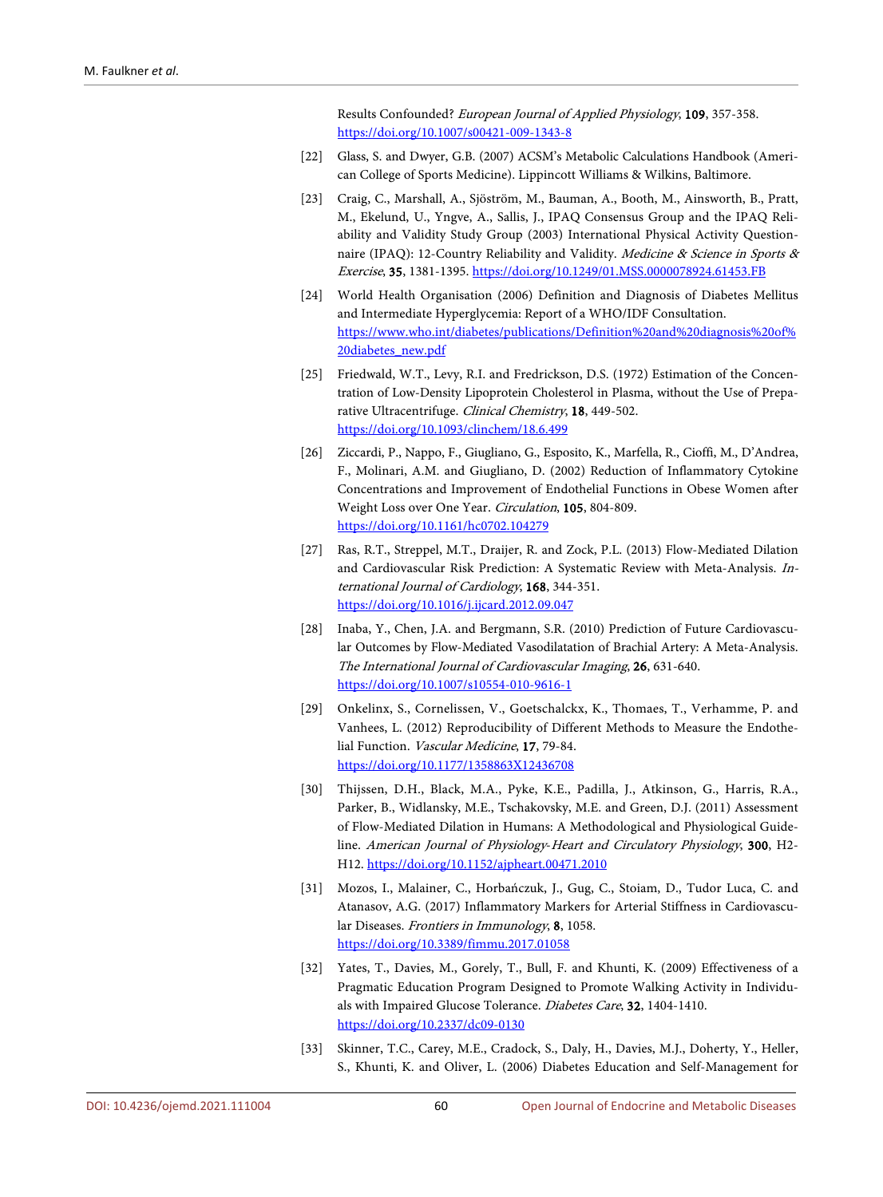Results Confounded? *European Journal of Applied Physiology*, **109**, 357-358. https://doi.org/10.1007/s00421-009-1343-8

[22] Glass, S. and Dwyer, G.B. (2007) ACSM's Metabolic Calculations Handbook (American College of Sports Medicine). Lippincott Williams & Wilkins, Baltimore.

[23] Craig, C., Marshall, A., Sjöström, M., Bauman, A., Booth, M., Ainsworth, B., Pratt, M., Ekelund, U., Yngve, A., Sallis, J., IPAQ Consensus Group and the IPAQ Reliability and Validity Study Group (2003) International Physical Activity Questionnaire (IPAQ): 12-Country Reliability and Validity. *Medicine & Science in Sports & Exercise*, **35**, 1381-1395. https://doi.org/10.1249/01.MSS.0000078924.61453.FB

[24] World Health Organisation (2006) Definition and Diagnosis of Diabetes Mellitus and Intermediate Hyperglycemia: Report of a WHO/IDF Consultation. https://www.who.int/diabetes/publications/Definition%20and%20diagnosis%20of%20diabetes_new.pdf

[25] Friedwald, W.T., Levy, R.I. and Fredrickson, D.S. (1972) Estimation of the Concentration of Low-Density Lipoprotein Cholesterol in Plasma, without the Use of Preparative Ultracentrifuge. *Clinical Chemistry*, **18**, 449-502. https://doi.org/10.1093/clinchem/18.6.499

[26] Ziccardi, P., Nappo, F., Giugliano, G., Esposito, K., Marfella, R., Cioffi, M., D'Andrea, F., Molinari, A.M. and Giugliano, D. (2002) Reduction of Inflammatory Cytokine Concentrations and Improvement of Endothelial Functions in Obese Women after Weight Loss over One Year. *Circulation*, **105**, 804-809. https://doi.org/10.1161/hc0702.104279

[27] Ras, R.T., Streppel, M.T., Draijer, R. and Zock, P.L. (2013) Flow-Mediated Dilation and Cardiovascular Risk Prediction: A Systematic Review with Meta-Analysis. *International Journal of Cardiology*, **168**, 344-351. https://doi.org/10.1016/j.ijcard.2012.09.047

[28] Inaba, Y., Chen, J.A. and Bergmann, S.R. (2010) Prediction of Future Cardiovascular Outcomes by Flow-Mediated Vasodilatation of Brachial Artery: A Meta-Analysis. *The International Journal of Cardiovascular Imaging*, **26**, 631-640. https://doi.org/10.1007/s10554-010-9616-1

[29] Onkelinx, S., Cornelissen, V., Goetschalckx, K., Thomaes, T., Verhamme, P. and Vanhees, L. (2012) Reproducibility of Different Methods to Measure the Endothelial Function. *Vascular Medicine*, **17**, 79-84. https://doi.org/10.1177/1358863X12436708

[30] Thijssen, D.H., Black, M.A., Pyke, K.E., Padilla, J., Atkinson, G., Harris, R.A., Parker, B., Widlansky, M.E., Tschakovsky, M.E. and Green, D.J. (2011) Assessment of Flow-Mediated Dilation in Humans: A Methodological and Physiological Guideline. *American Journal of Physiology-Heart and Circulatory Physiology*, **300**, H2-H12. https://doi.org/10.1152/ajpheart.00471.2010

[31] Mozos, I., Malainer, C., Horbańczuk, J., Gug, C., Stoiam, D., Tudor Luca, C. and Atanasov, A.G. (2017) Inflammatory Markers for Arterial Stiffness in Cardiovascular Diseases. *Frontiers in Immunology*, **8**, 1058. https://doi.org/10.3389/fimmu.2017.01058

[32] Yates, T., Davies, M., Gorely, T., Bull, F. and Khunti, K. (2009) Effectiveness of a Pragmatic Education Program Designed to Promote Walking Activity in Individuals with Impaired Glucose Tolerance. *Diabetes Care*, **32**, 1404-1410. https://doi.org/10.2337/dc09-0130

[33] Skinner, T.C., Carey, M.E., Cradock, S., Daly, H., Davies, M.J., Doherty, Y., Heller, S., Khunti, K. and Oliver, L. (2006) Diabetes Education and Self-Management for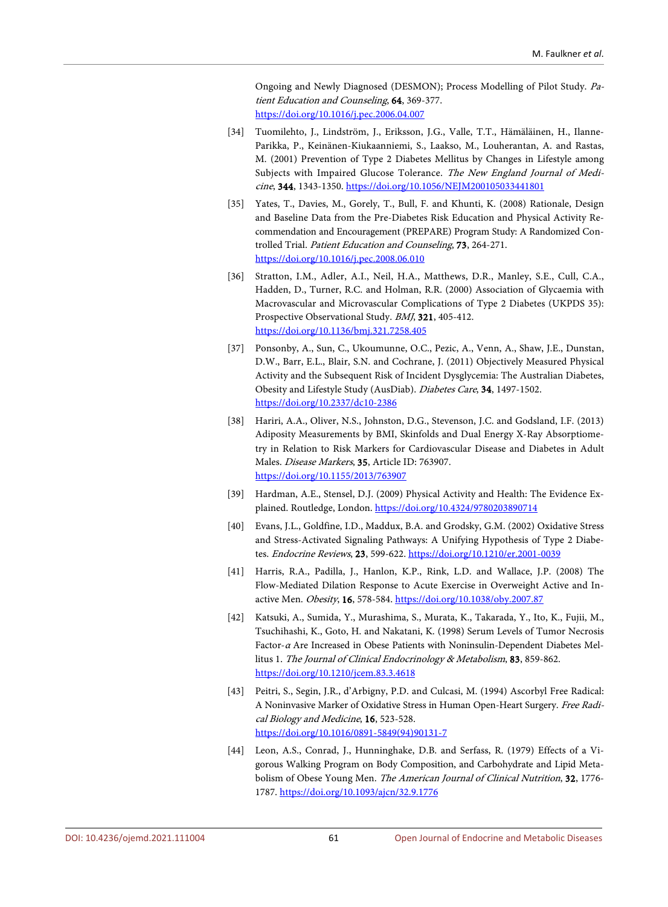Ongoing and Newly Diagnosed (DESMON); Process Modelling of Pilot Study. *Patient Education and Counseling*, **64**, 369-377. https://doi.org/10.1016/j.pec.2006.04.007

[34] Tuomilehto, J., Lindström, J., Eriksson, J.G., Valle, T.T., Hämäläinen, H., Ilanne-Parikka, P., Keinänen-Kiukaanniemi, S., Laakso, M., Louherantan, A. and Rastas, M. (2001) Prevention of Type 2 Diabetes Mellitus by Changes in Lifestyle among Subjects with Impaired Glucose Tolerance. *The New England Journal of Medicine*, **344**, 1343-1350. https://doi.org/10.1056/NEJM200105033441801

[35] Yates, T., Davies, M., Gorely, T., Bull, F. and Khunti, K. (2008) Rationale, Design and Baseline Data from the Pre-Diabetes Risk Education and Physical Activity Recommendation and Encouragement (PREPARE) Program Study: A Randomized Controlled Trial. *Patient Education and Counseling*, **73**, 264-271. https://doi.org/10.1016/j.pec.2008.06.010

[36] Stratton, I.M., Adler, A.I., Neil, H.A., Matthews, D.R., Manley, S.E., Cull, C.A., Hadden, D., Turner, R.C. and Holman, R.R. (2000) Association of Glycaemia with Macrovascular and Microvascular Complications of Type 2 Diabetes (UKPDS 35): Prospective Observational Study. *BMJ*, **321**, 405-412. https://doi.org/10.1136/bmj.321.7258.405

[37] Ponsonby, A., Sun, C., Ukoumunne, O.C., Pezic, A., Venn, A., Shaw, J.E., Dunstan, D.W., Barr, E.L., Blair, S.N. and Cochrane, J. (2011) Objectively Measured Physical Activity and the Subsequent Risk of Incident Dysglycemia: The Australian Diabetes, Obesity and Lifestyle Study (AusDiab). *Diabetes Care*, **34**, 1497-1502. https://doi.org/10.2337/dc10-2386

[38] Hariri, A.A., Oliver, N.S., Johnston, D.G., Stevenson, J.C. and Godsland, I.F. (2013) Adiposity Measurements by BMI, Skinfolds and Dual Energy X-Ray Absorptiometry in Relation to Risk Markers for Cardiovascular Disease and Diabetes in Adult Males. *Disease Markers*, **35**, Article ID: 763907. https://doi.org/10.1155/2013/763907

[39] Hardman, A.E., Stensel, D.J. (2009) Physical Activity and Health: The Evidence Explained. Routledge, London. https://doi.org/10.4324/9780203890714

[40] Evans, J.L., Goldfine, I.D., Maddux, B.A. and Grodsky, G.M. (2002) Oxidative Stress and Stress-Activated Signaling Pathways: A Unifying Hypothesis of Type 2 Diabetes. *Endocrine Reviews*, **23**, 599-622. https://doi.org/10.1210/er.2001-0039

[41] Harris, R.A., Padilla, J., Hanlon, K.P., Rink, L.D. and Wallace, J.P. (2008) The Flow-Mediated Dilation Response to Acute Exercise in Overweight Active and Inactive Men. *Obesity*, **16**, 578-584. https://doi.org/10.1038/oby.2007.87

[42] Katsuki, A., Sumida, Y., Murashima, S., Murata, K., Takarada, Y., Ito, K., Fujii, M., Tsuchihashi, K., Goto, H. and Nakatani, K. (1998) Serum Levels of Tumor Necrosis Factor-*α* Are Increased in Obese Patients with Noninsulin-Dependent Diabetes Mellitus 1. *The Journal of Clinical Endocrinology & Metabolism*, **83**, 859-862. https://doi.org/10.1210/jcem.83.3.4618

[43] Peitri, S., Segin, J.R., d'Arbigny, P.D. and Culcasi, M. (1994) Ascorbyl Free Radical: A Noninvasive Marker of Oxidative Stress in Human Open-Heart Surgery. *Free Radical Biology and Medicine*, **16**, 523-528. https://doi.org/10.1016/0891-5849(94)90131-7

[44] Leon, A.S., Conrad, J., Hunninghake, D.B. and Serfass, R. (1979) Effects of a Vigorous Walking Program on Body Composition, and Carbohydrate and Lipid Metabolism of Obese Young Men. *The American Journal of Clinical Nutrition*, **32**, 1776-1787. https://doi.org/10.1093/ajcn/32.9.1776